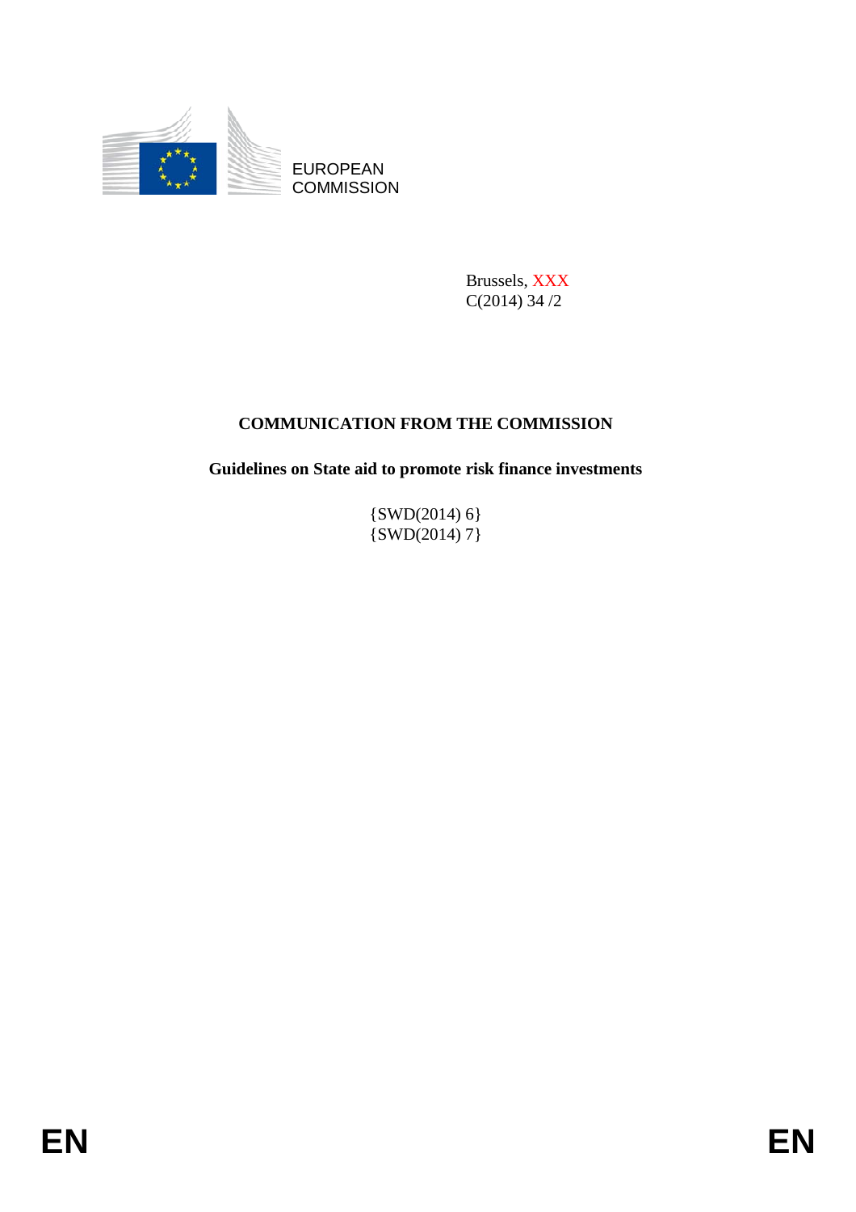EUROPEAN COMMISSION

Brussels, XXX
C(2014) 34 /2

# COMMUNICATION FROM THE COMMISSION

## Guidelines on State aid to promote risk finance investments

{SWD(2014) 6}
{SWD(2014) 7}

EN EN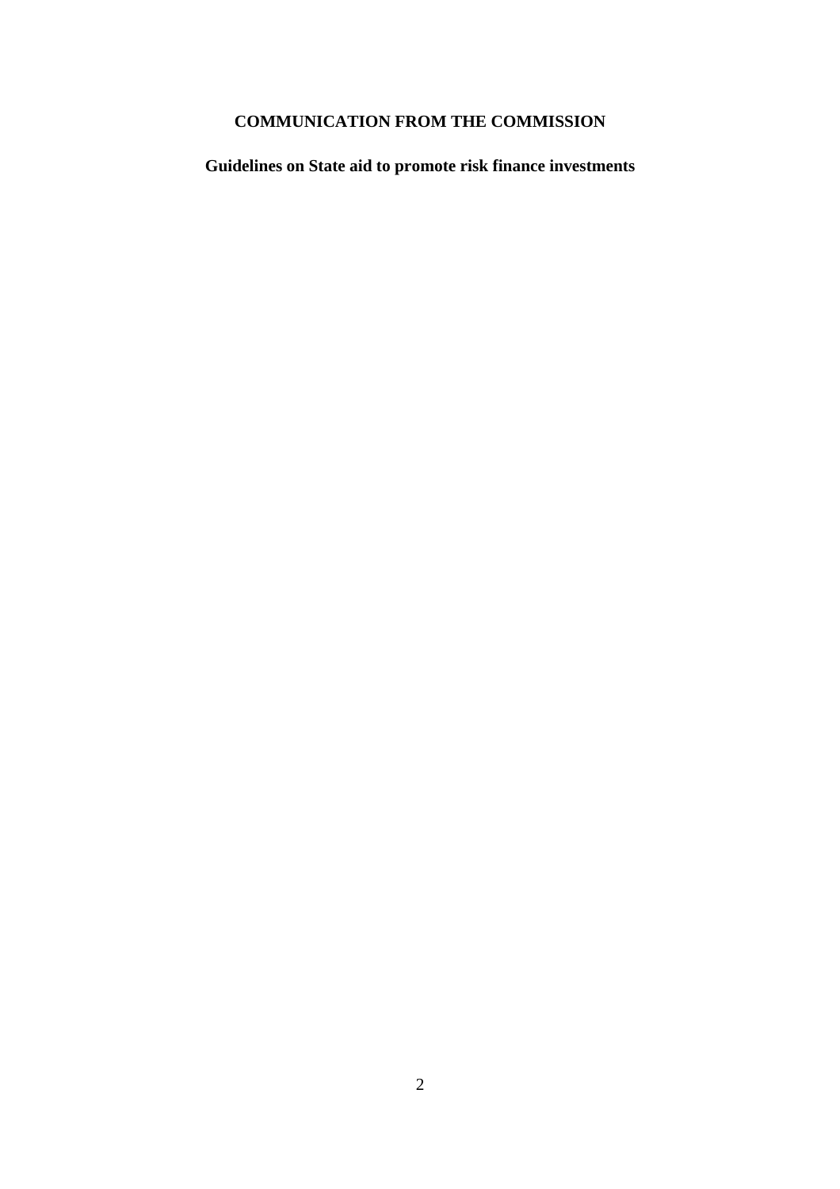# COMMUNICATION FROM THE COMMISSION

## Guidelines on State aid to promote risk finance investments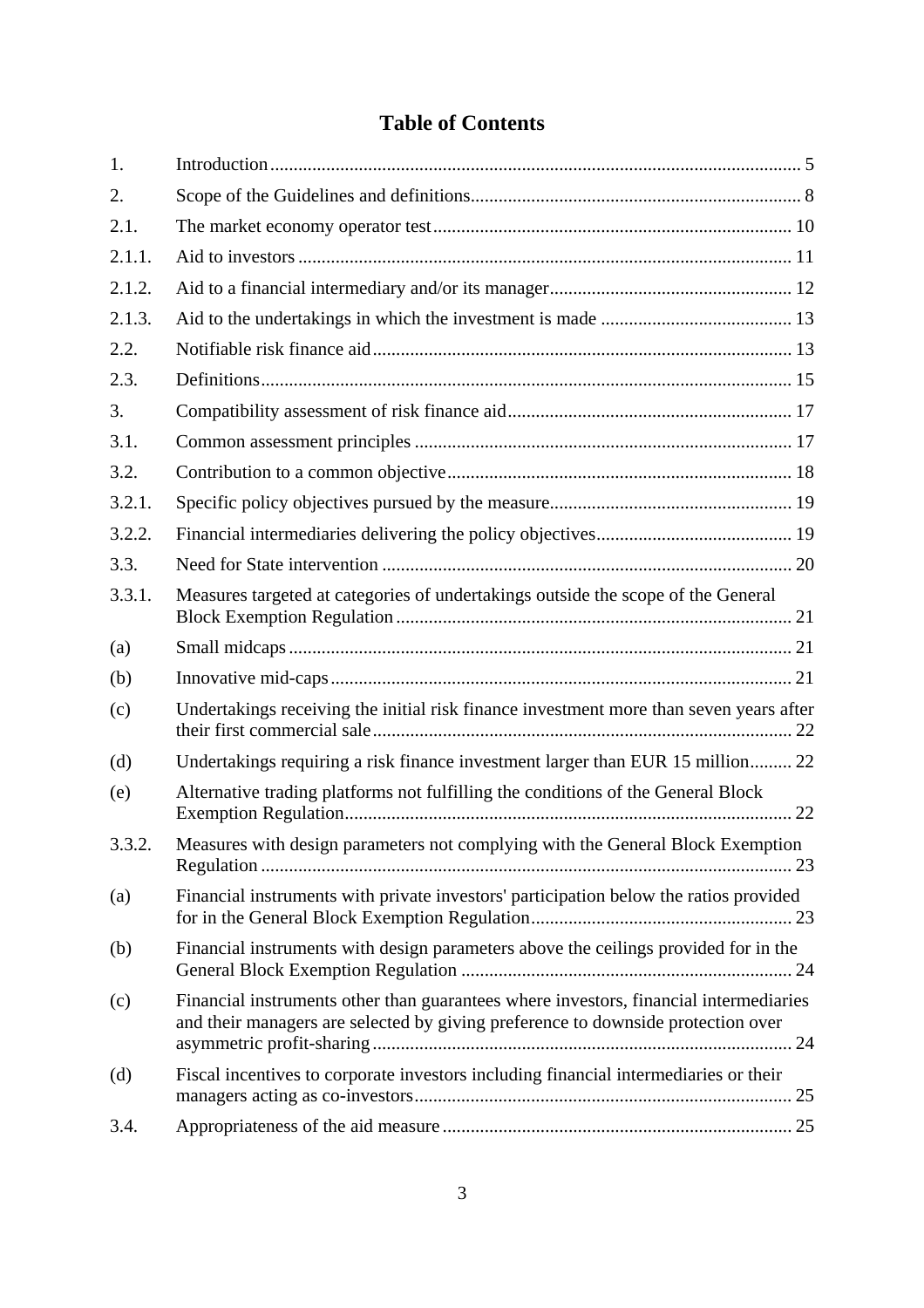# Table of Contents

| | | |
|---|---|---|
| 1. | Introduction | 5 |
| 2. | Scope of the Guidelines and definitions | 8 |
| 2.1. | The market economy operator test | 10 |
| 2.1.1. | Aid to investors | 11 |
| 2.1.2. | Aid to a financial intermediary and/or its manager | 12 |
| 2.1.3. | Aid to the undertakings in which the investment is made | 13 |
| 2.2. | Notifiable risk finance aid | 13 |
| 2.3. | Definitions | 15 |
| 3. | Compatibility assessment of risk finance aid | 17 |
| 3.1. | Common assessment principles | 17 |
| 3.2. | Contribution to a common objective | 18 |
| 3.2.1. | Specific policy objectives pursued by the measure | 19 |
| 3.2.2. | Financial intermediaries delivering the policy objectives | 19 |
| 3.3. | Need for State intervention | 20 |
| 3.3.1. | Measures targeted at categories of undertakings outside the scope of the General Block Exemption Regulation | 21 |
| (a) | Small midcaps | 21 |
| (b) | Innovative mid-caps | 21 |
| (c) | Undertakings receiving the initial risk finance investment more than seven years after their first commercial sale | 22 |
| (d) | Undertakings requiring a risk finance investment larger than EUR 15 million | 22 |
| (e) | Alternative trading platforms not fulfilling the conditions of the General Block Exemption Regulation | 22 |
| 3.3.2. | Measures with design parameters not complying with the General Block Exemption Regulation | 23 |
| (a) | Financial instruments with private investors' participation below the ratios provided for in the General Block Exemption Regulation | 23 |
| (b) | Financial instruments with design parameters above the ceilings provided for in the General Block Exemption Regulation | 24 |
| (c) | Financial instruments other than guarantees where investors, financial intermediaries and their managers are selected by giving preference to downside protection over asymmetric profit-sharing | 24 |
| (d) | Fiscal incentives to corporate investors including financial intermediaries or their managers acting as co-investors | 25 |
| 3.4. | Appropriateness of the aid measure | 25 |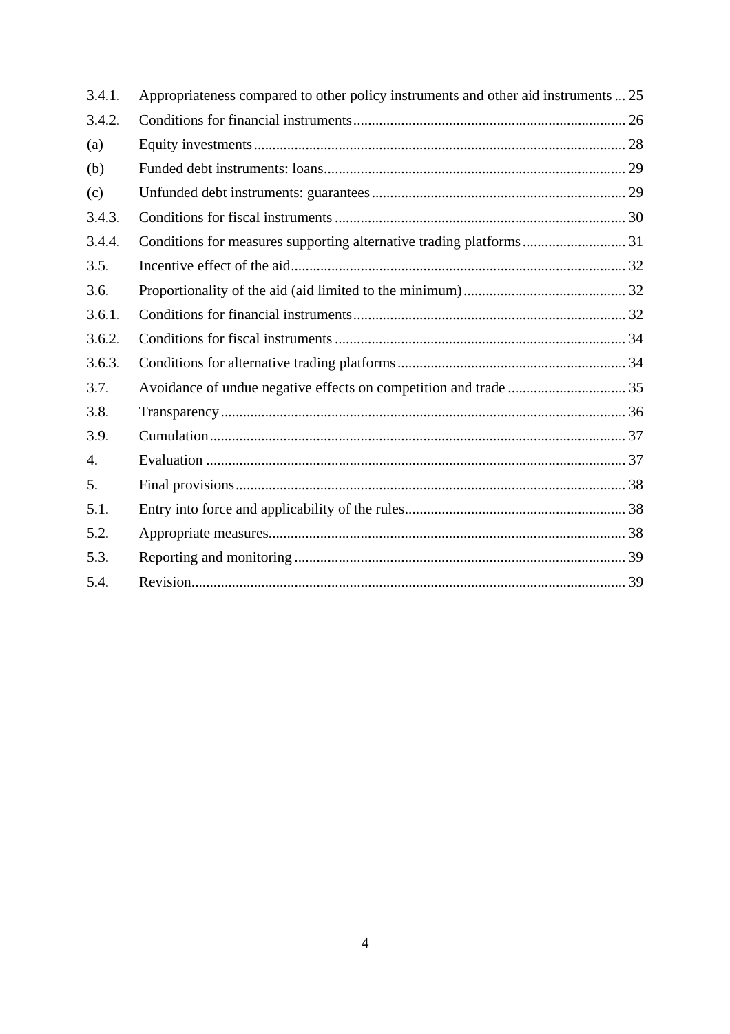3.4.1. Appropriateness compared to other policy instruments and other aid instruments ... 25

3.4.2. Conditions for financial instruments ... 26

(a) Equity investments ... 28

(b) Funded debt instruments: loans ... 29

(c) Unfunded debt instruments: guarantees ... 29

3.4.3. Conditions for fiscal instruments ... 30

3.4.4. Conditions for measures supporting alternative trading platforms ... 31

3.5. Incentive effect of the aid ... 32

3.6. Proportionality of the aid (aid limited to the minimum) ... 32

3.6.1. Conditions for financial instruments ... 32

3.6.2. Conditions for fiscal instruments ... 34

3.6.3. Conditions for alternative trading platforms ... 34

3.7. Avoidance of undue negative effects on competition and trade ... 35

3.8. Transparency ... 36

3.9. Cumulation ... 37

4. Evaluation ... 37

5. Final provisions ... 38

5.1. Entry into force and applicability of the rules ... 38

5.2. Appropriate measures ... 38

5.3. Reporting and monitoring ... 39

5.4. Revision ... 39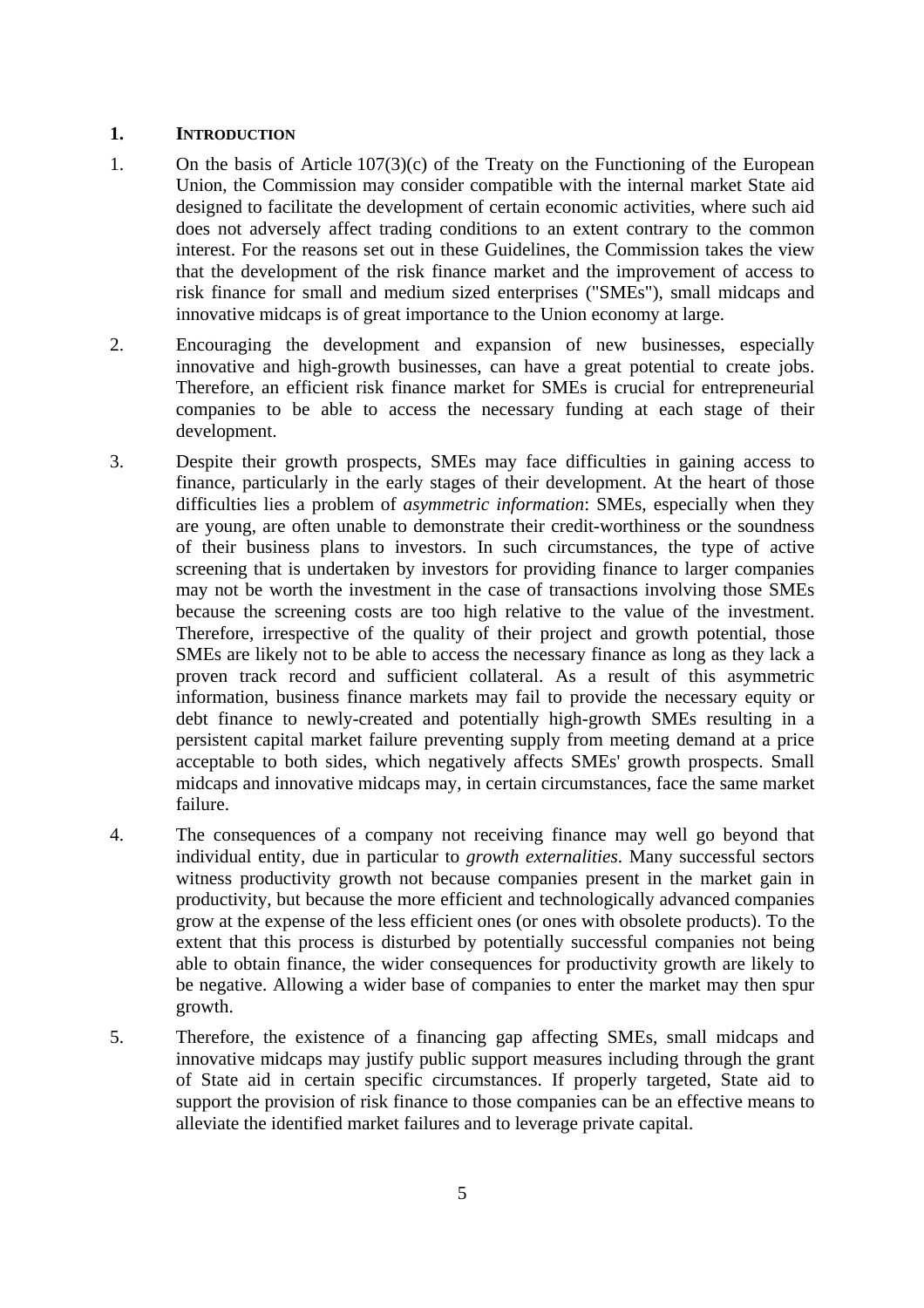## 1. INTRODUCTION

1. On the basis of Article 107(3)(c) of the Treaty on the Functioning of the European Union, the Commission may consider compatible with the internal market State aid designed to facilitate the development of certain economic activities, where such aid does not adversely affect trading conditions to an extent contrary to the common interest. For the reasons set out in these Guidelines, the Commission takes the view that the development of the risk finance market and the improvement of access to risk finance for small and medium sized enterprises ("SMEs"), small midcaps and innovative midcaps is of great importance to the Union economy at large.

2. Encouraging the development and expansion of new businesses, especially innovative and high-growth businesses, can have a great potential to create jobs. Therefore, an efficient risk finance market for SMEs is crucial for entrepreneurial companies to be able to access the necessary funding at each stage of their development.

3. Despite their growth prospects, SMEs may face difficulties in gaining access to finance, particularly in the early stages of their development. At the heart of those difficulties lies a problem of *asymmetric information*: SMEs, especially when they are young, are often unable to demonstrate their credit-worthiness or the soundness of their business plans to investors. In such circumstances, the type of active screening that is undertaken by investors for providing finance to larger companies may not be worth the investment in the case of transactions involving those SMEs because the screening costs are too high relative to the value of the investment. Therefore, irrespective of the quality of their project and growth potential, those SMEs are likely not to be able to access the necessary finance as long as they lack a proven track record and sufficient collateral. As a result of this asymmetric information, business finance markets may fail to provide the necessary equity or debt finance to newly-created and potentially high-growth SMEs resulting in a persistent capital market failure preventing supply from meeting demand at a price acceptable to both sides, which negatively affects SMEs' growth prospects. Small midcaps and innovative midcaps may, in certain circumstances, face the same market failure.

4. The consequences of a company not receiving finance may well go beyond that individual entity, due in particular to *growth externalities*. Many successful sectors witness productivity growth not because companies present in the market gain in productivity, but because the more efficient and technologically advanced companies grow at the expense of the less efficient ones (or ones with obsolete products). To the extent that this process is disturbed by potentially successful companies not being able to obtain finance, the wider consequences for productivity growth are likely to be negative. Allowing a wider base of companies to enter the market may then spur growth.

5. Therefore, the existence of a financing gap affecting SMEs, small midcaps and innovative midcaps may justify public support measures including through the grant of State aid in certain specific circumstances. If properly targeted, State aid to support the provision of risk finance to those companies can be an effective means to alleviate the identified market failures and to leverage private capital.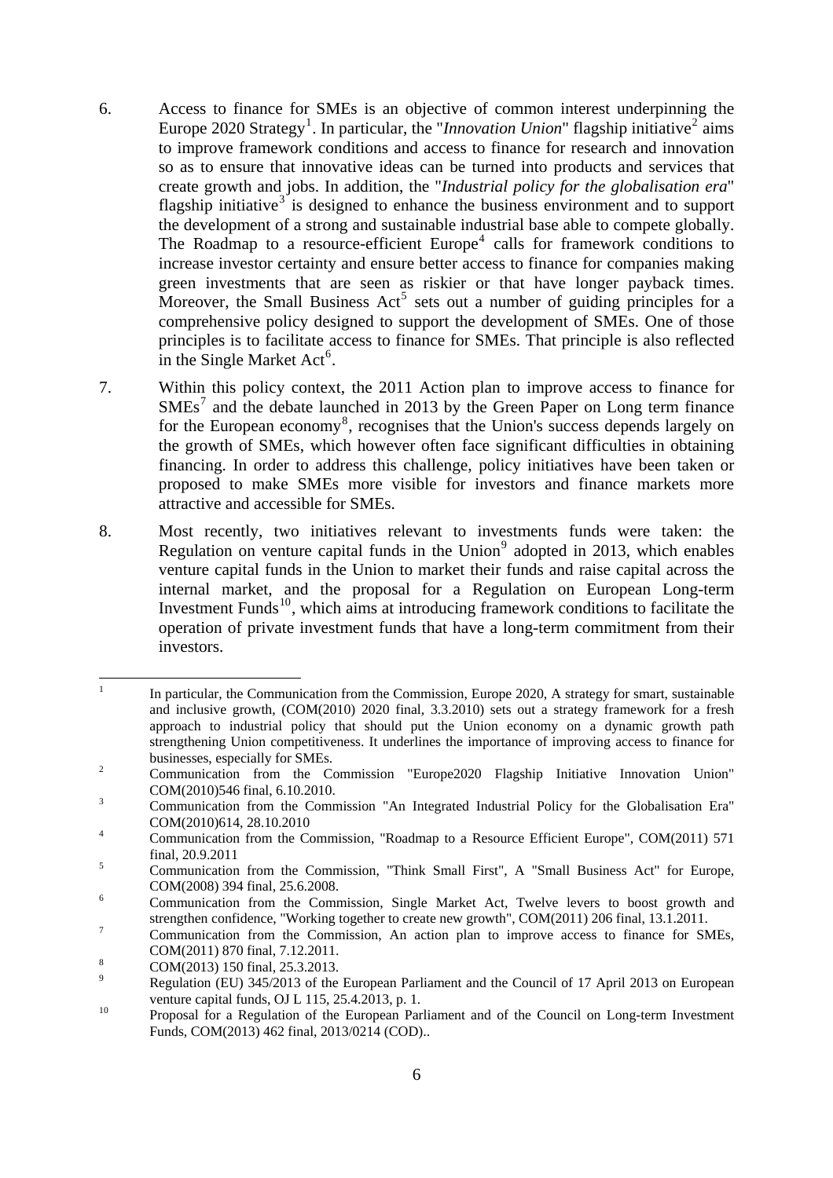6. Access to finance for SMEs is an objective of common interest underpinning the Europe 2020 Strategy[1]. In particular, the "*Innovation Union*" flagship initiative[2] aims to improve framework conditions and access to finance for research and innovation so as to ensure that innovative ideas can be turned into products and services that create growth and jobs. In addition, the "*Industrial policy for the globalisation era*" flagship initiative[3] is designed to enhance the business environment and to support the development of a strong and sustainable industrial base able to compete globally. The Roadmap to a resource-efficient Europe[4] calls for framework conditions to increase investor certainty and ensure better access to finance for companies making green investments that are seen as riskier or that have longer payback times. Moreover, the Small Business Act[5] sets out a number of guiding principles for a comprehensive policy designed to support the development of SMEs. One of those principles is to facilitate access to finance for SMEs. That principle is also reflected in the Single Market Act[6].

7. Within this policy context, the 2011 Action plan to improve access to finance for SMEs[7] and the debate launched in 2013 by the Green Paper on Long term finance for the European economy[8], recognises that the Union's success depends largely on the growth of SMEs, which however often face significant difficulties in obtaining financing. In order to address this challenge, policy initiatives have been taken or proposed to make SMEs more visible for investors and finance markets more attractive and accessible for SMEs.

8. Most recently, two initiatives relevant to investments funds were taken: the Regulation on venture capital funds in the Union[9] adopted in 2013, which enables venture capital funds in the Union to market their funds and raise capital across the internal market, and the proposal for a Regulation on European Long-term Investment Funds[10], which aims at introducing framework conditions to facilitate the operation of private investment funds that have a long-term commitment from their investors.

---

[1] In particular, the Communication from the Commission, Europe 2020, A strategy for smart, sustainable and inclusive growth, (COM(2010) 2020 final, 3.3.2010) sets out a strategy framework for a fresh approach to industrial policy that should put the Union economy on a dynamic growth path strengthening Union competitiveness. It underlines the importance of improving access to finance for businesses, especially for SMEs.

[2] Communication from the Commission "Europe2020 Flagship Initiative Innovation Union" COM(2010)546 final, 6.10.2010.

[3] Communication from the Commission "An Integrated Industrial Policy for the Globalisation Era" COM(2010)614, 28.10.2010

[4] Communication from the Commission, "Roadmap to a Resource Efficient Europe", COM(2011) 571 final, 20.9.2011

[5] Communication from the Commission, "Think Small First", A "Small Business Act" for Europe, COM(2008) 394 final, 25.6.2008.

[6] Communication from the Commission, Single Market Act, Twelve levers to boost growth and strengthen confidence, "Working together to create new growth", COM(2011) 206 final, 13.1.2011.

[7] Communication from the Commission, An action plan to improve access to finance for SMEs, COM(2011) 870 final, 7.12.2011.

[8] COM(2013) 150 final, 25.3.2013.

[9] Regulation (EU) 345/2013 of the European Parliament and the Council of 17 April 2013 on European venture capital funds, OJ L 115, 25.4.2013, p. 1.

[10] Proposal for a Regulation of the European Parliament and of the Council on Long-term Investment Funds, COM(2013) 462 final, 2013/0214 (COD)..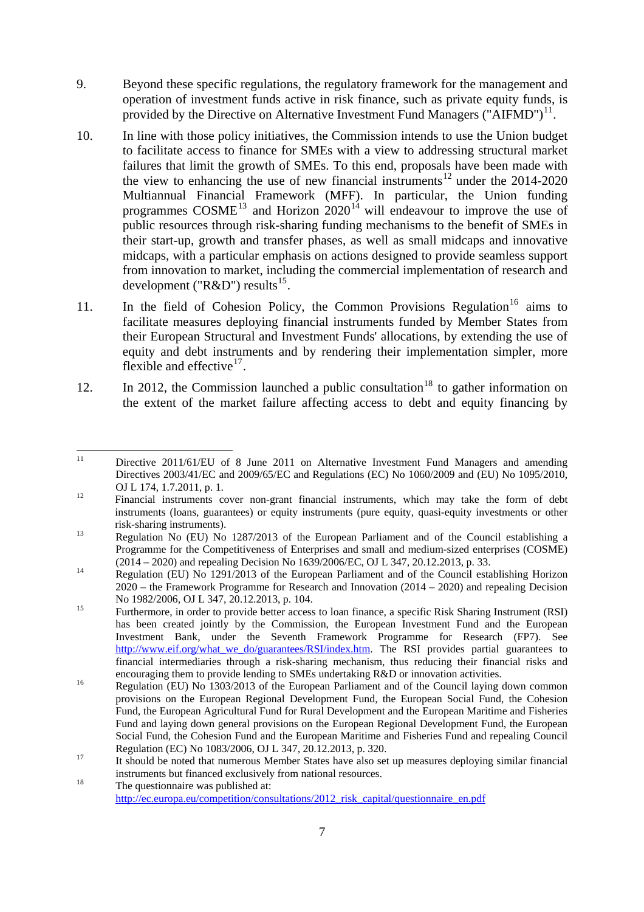9. Beyond these specific regulations, the regulatory framework for the management and operation of investment funds active in risk finance, such as private equity funds, is provided by the Directive on Alternative Investment Fund Managers ("AIFMD")[11].

10. In line with those policy initiatives, the Commission intends to use the Union budget to facilitate access to finance for SMEs with a view to addressing structural market failures that limit the growth of SMEs. To this end, proposals have been made with the view to enhancing the use of new financial instruments[12] under the 2014-2020 Multiannual Financial Framework (MFF). In particular, the Union funding programmes COSME[13] and Horizon 2020[14] will endeavour to improve the use of public resources through risk-sharing funding mechanisms to the benefit of SMEs in their start-up, growth and transfer phases, as well as small midcaps and innovative midcaps, with a particular emphasis on actions designed to provide seamless support from innovation to market, including the commercial implementation of research and development ("R&D") results[15].

11. In the field of Cohesion Policy, the Common Provisions Regulation[16] aims to facilitate measures deploying financial instruments funded by Member States from their European Structural and Investment Funds' allocations, by extending the use of equity and debt instruments and by rendering their implementation simpler, more flexible and effective[17].

12. In 2012, the Commission launched a public consultation[18] to gather information on the extent of the market failure affecting access to debt and equity financing by

---

[11] Directive 2011/61/EU of 8 June 2011 on Alternative Investment Fund Managers and amending Directives 2003/41/EC and 2009/65/EC and Regulations (EC) No 1060/2009 and (EU) No 1095/2010, OJ L 174, 1.7.2011, p. 1.

[12] Financial instruments cover non-grant financial instruments, which may take the form of debt instruments (loans, guarantees) or equity instruments (pure equity, quasi-equity investments or other risk-sharing instruments).

[13] Regulation No (EU) No 1287/2013 of the European Parliament and of the Council establishing a Programme for the Competitiveness of Enterprises and small and medium-sized enterprises (COSME) (2014 – 2020) and repealing Decision No 1639/2006/EC, OJ L 347, 20.12.2013, p. 33.

[14] Regulation (EU) No 1291/2013 of the European Parliament and of the Council establishing Horizon 2020 – the Framework Programme for Research and Innovation (2014 – 2020) and repealing Decision No 1982/2006, OJ L 347, 20.12.2013, p. 104.

[15] Furthermore, in order to provide better access to loan finance, a specific Risk Sharing Instrument (RSI) has been created jointly by the Commission, the European Investment Fund and the European Investment Bank, under the Seventh Framework Programme for Research (FP7). See http://www.eif.org/what_we_do/guarantees/RSI/index.htm. The RSI provides partial guarantees to financial intermediaries through a risk-sharing mechanism, thus reducing their financial risks and encouraging them to provide lending to SMEs undertaking R&D or innovation activities.

[16] Regulation (EU) No 1303/2013 of the European Parliament and of the Council laying down common provisions on the European Regional Development Fund, the European Social Fund, the Cohesion Fund, the European Agricultural Fund for Rural Development and the European Maritime and Fisheries Fund and laying down general provisions on the European Regional Development Fund, the European Social Fund, the Cohesion Fund and the European Maritime and Fisheries Fund and repealing Council Regulation (EC) No 1083/2006, OJ L 347, 20.12.2013, p. 320.

[17] It should be noted that numerous Member States have also set up measures deploying similar financial instruments but financed exclusively from national resources.

[18] The questionnaire was published at: http://ec.europa.eu/competition/consultations/2012_risk_capital/questionnaire_en.pdf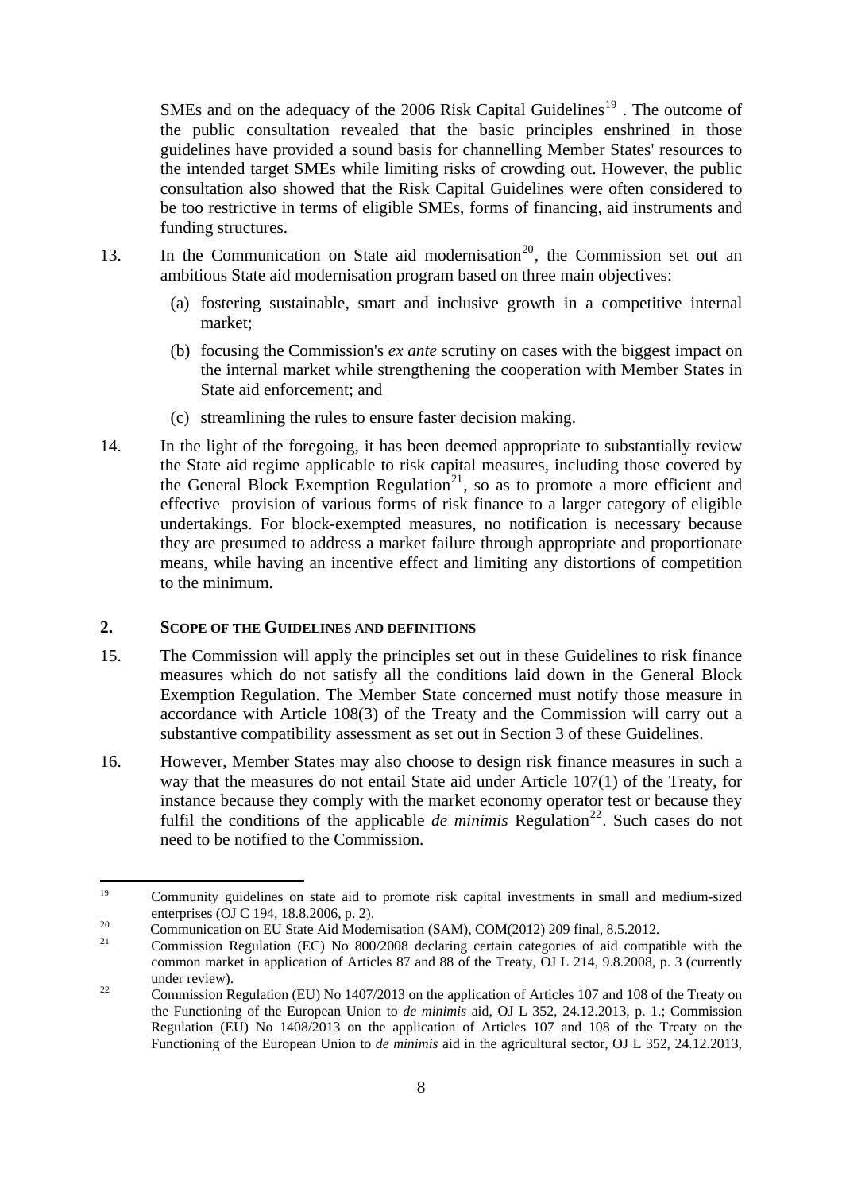SMEs and on the adequacy of the 2006 Risk Capital Guidelines[19] . The outcome of the public consultation revealed that the basic principles enshrined in those guidelines have provided a sound basis for channelling Member States' resources to the intended target SMEs while limiting risks of crowding out. However, the public consultation also showed that the Risk Capital Guidelines were often considered to be too restrictive in terms of eligible SMEs, forms of financing, aid instruments and funding structures.

13. In the Communication on State aid modernisation[20], the Commission set out an ambitious State aid modernisation program based on three main objectives:

   (a) fostering sustainable, smart and inclusive growth in a competitive internal market;

   (b) focusing the Commission's *ex ante* scrutiny on cases with the biggest impact on the internal market while strengthening the cooperation with Member States in State aid enforcement; and

   (c) streamlining the rules to ensure faster decision making.

14. In the light of the foregoing, it has been deemed appropriate to substantially review the State aid regime applicable to risk capital measures, including those covered by the General Block Exemption Regulation[21], so as to promote a more efficient and effective provision of various forms of risk finance to a larger category of eligible undertakings. For block-exempted measures, no notification is necessary because they are presumed to address a market failure through appropriate and proportionate means, while having an incentive effect and limiting any distortions of competition to the minimum.

## 2. SCOPE OF THE GUIDELINES AND DEFINITIONS

15. The Commission will apply the principles set out in these Guidelines to risk finance measures which do not satisfy all the conditions laid down in the General Block Exemption Regulation. The Member State concerned must notify those measure in accordance with Article 108(3) of the Treaty and the Commission will carry out a substantive compatibility assessment as set out in Section 3 of these Guidelines.

16. However, Member States may also choose to design risk finance measures in such a way that the measures do not entail State aid under Article 107(1) of the Treaty, for instance because they comply with the market economy operator test or because they fulfil the conditions of the applicable *de minimis* Regulation[22]. Such cases do not need to be notified to the Commission.

---

[19] Community guidelines on state aid to promote risk capital investments in small and medium-sized enterprises (OJ C 194, 18.8.2006, p. 2).

[20] Communication on EU State Aid Modernisation (SAM), COM(2012) 209 final, 8.5.2012.

[21] Commission Regulation (EC) No 800/2008 declaring certain categories of aid compatible with the common market in application of Articles 87 and 88 of the Treaty, OJ L 214, 9.8.2008, p. 3 (currently under review).

[22] Commission Regulation (EU) No 1407/2013 on the application of Articles 107 and 108 of the Treaty on the Functioning of the European Union to *de minimis* aid, OJ L 352, 24.12.2013, p. 1.; Commission Regulation (EU) No 1408/2013 on the application of Articles 107 and 108 of the Treaty on the Functioning of the European Union to *de minimis* aid in the agricultural sector, OJ L 352, 24.12.2013,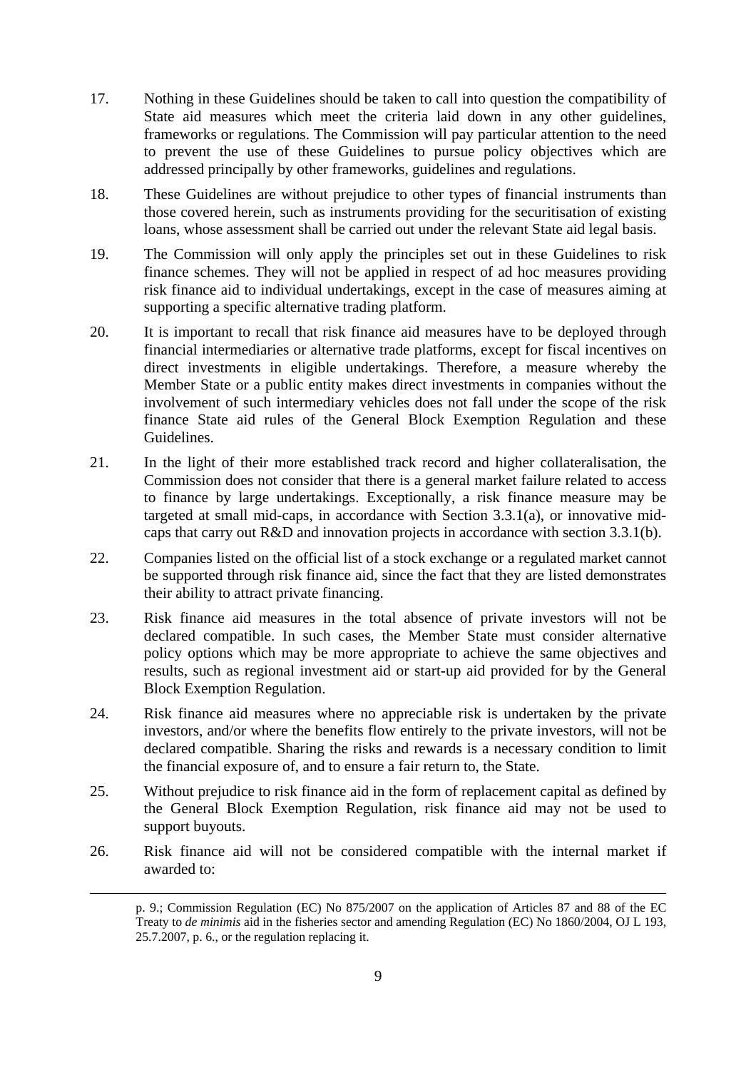17. Nothing in these Guidelines should be taken to call into question the compatibility of State aid measures which meet the criteria laid down in any other guidelines, frameworks or regulations. The Commission will pay particular attention to the need to prevent the use of these Guidelines to pursue policy objectives which are addressed principally by other frameworks, guidelines and regulations.

18. These Guidelines are without prejudice to other types of financial instruments than those covered herein, such as instruments providing for the securitisation of existing loans, whose assessment shall be carried out under the relevant State aid legal basis.

19. The Commission will only apply the principles set out in these Guidelines to risk finance schemes. They will not be applied in respect of ad hoc measures providing risk finance aid to individual undertakings, except in the case of measures aiming at supporting a specific alternative trading platform.

20. It is important to recall that risk finance aid measures have to be deployed through financial intermediaries or alternative trade platforms, except for fiscal incentives on direct investments in eligible undertakings. Therefore, a measure whereby the Member State or a public entity makes direct investments in companies without the involvement of such intermediary vehicles does not fall under the scope of the risk finance State aid rules of the General Block Exemption Regulation and these Guidelines.

21. In the light of their more established track record and higher collateralisation, the Commission does not consider that there is a general market failure related to access to finance by large undertakings. Exceptionally, a risk finance measure may be targeted at small mid-caps, in accordance with Section 3.3.1(a), or innovative mid-caps that carry out R&D and innovation projects in accordance with section 3.3.1(b).

22. Companies listed on the official list of a stock exchange or a regulated market cannot be supported through risk finance aid, since the fact that they are listed demonstrates their ability to attract private financing.

23. Risk finance aid measures in the total absence of private investors will not be declared compatible. In such cases, the Member State must consider alternative policy options which may be more appropriate to achieve the same objectives and results, such as regional investment aid or start-up aid provided for by the General Block Exemption Regulation.

24. Risk finance aid measures where no appreciable risk is undertaken by the private investors, and/or where the benefits flow entirely to the private investors, will not be declared compatible. Sharing the risks and rewards is a necessary condition to limit the financial exposure of, and to ensure a fair return to, the State.

25. Without prejudice to risk finance aid in the form of replacement capital as defined by the General Block Exemption Regulation, risk finance aid may not be used to support buyouts.

26. Risk finance aid will not be considered compatible with the internal market if awarded to:

---

p. 9.; Commission Regulation (EC) No 875/2007 on the application of Articles 87 and 88 of the EC Treaty to *de minimis* aid in the fisheries sector and amending Regulation (EC) No 1860/2004, OJ L 193, 25.7.2007, p. 6., or the regulation replacing it.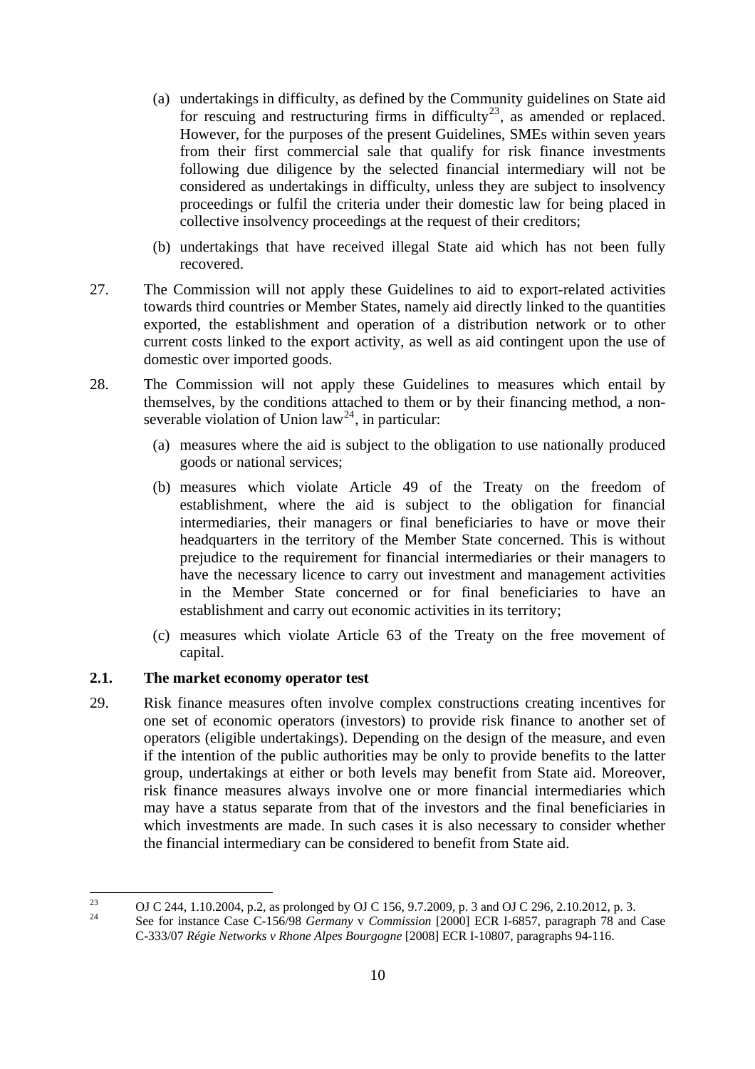(a) undertakings in difficulty, as defined by the Community guidelines on State aid for rescuing and restructuring firms in difficulty[23], as amended or replaced. However, for the purposes of the present Guidelines, SMEs within seven years from their first commercial sale that qualify for risk finance investments following due diligence by the selected financial intermediary will not be considered as undertakings in difficulty, unless they are subject to insolvency proceedings or fulfil the criteria under their domestic law for being placed in collective insolvency proceedings at the request of their creditors;

(b) undertakings that have received illegal State aid which has not been fully recovered.

27. The Commission will not apply these Guidelines to aid to export-related activities towards third countries or Member States, namely aid directly linked to the quantities exported, the establishment and operation of a distribution network or to other current costs linked to the export activity, as well as aid contingent upon the use of domestic over imported goods.

28. The Commission will not apply these Guidelines to measures which entail by themselves, by the conditions attached to them or by their financing method, a non-severable violation of Union law[24], in particular:

(a) measures where the aid is subject to the obligation to use nationally produced goods or national services;

(b) measures which violate Article 49 of the Treaty on the freedom of establishment, where the aid is subject to the obligation for financial intermediaries, their managers or final beneficiaries to have or move their headquarters in the territory of the Member State concerned. This is without prejudice to the requirement for financial intermediaries or their managers to have the necessary licence to carry out investment and management activities in the Member State concerned or for final beneficiaries to have an establishment and carry out economic activities in its territory;

(c) measures which violate Article 63 of the Treaty on the free movement of capital.

## 2.1. The market economy operator test

29. Risk finance measures often involve complex constructions creating incentives for one set of economic operators (investors) to provide risk finance to another set of operators (eligible undertakings). Depending on the design of the measure, and even if the intention of the public authorities may be only to provide benefits to the latter group, undertakings at either or both levels may benefit from State aid. Moreover, risk finance measures always involve one or more financial intermediaries which may have a status separate from that of the investors and the final beneficiaries in which investments are made. In such cases it is also necessary to consider whether the financial intermediary can be considered to benefit from State aid.

---

[23] OJ C 244, 1.10.2004, p.2, as prolonged by OJ C 156, 9.7.2009, p. 3 and OJ C 296, 2.10.2012, p. 3.

[24] See for instance Case C-156/98 *Germany* v *Commission* [2000] ECR I-6857, paragraph 78 and Case C-333/07 *Régie Networks v Rhone Alpes Bourgogne* [2008] ECR I-10807, paragraphs 94-116.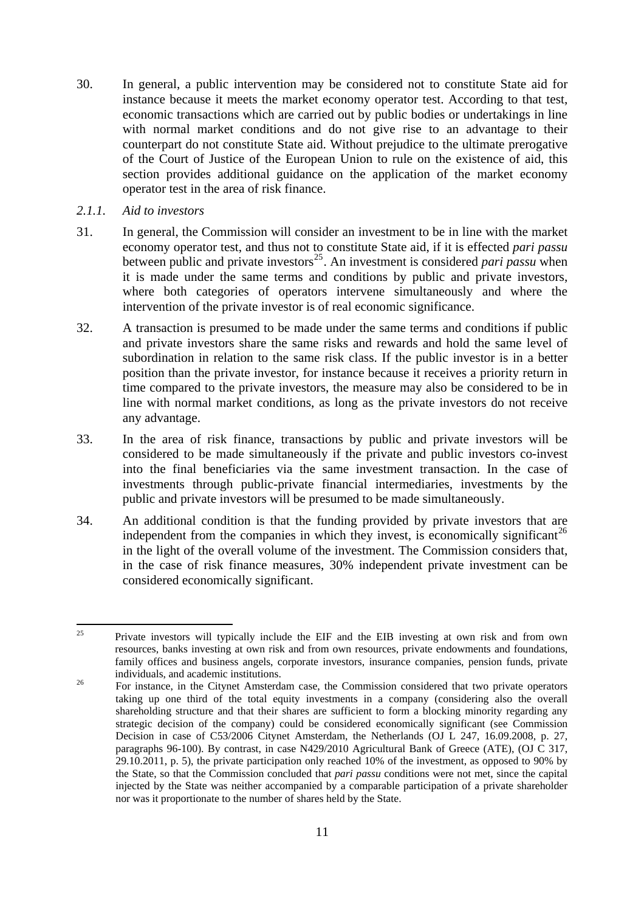30. In general, a public intervention may be considered not to constitute State aid for instance because it meets the market economy operator test. According to that test, economic transactions which are carried out by public bodies or undertakings in line with normal market conditions and do not give rise to an advantage to their counterpart do not constitute State aid. Without prejudice to the ultimate prerogative of the Court of Justice of the European Union to rule on the existence of aid, this section provides additional guidance on the application of the market economy operator test in the area of risk finance.

*2.1.1. Aid to investors*

31. In general, the Commission will consider an investment to be in line with the market economy operator test, and thus not to constitute State aid, if it is effected *pari passu* between public and private investors[25]. An investment is considered *pari passu* when it is made under the same terms and conditions by public and private investors, where both categories of operators intervene simultaneously and where the intervention of the private investor is of real economic significance.

32. A transaction is presumed to be made under the same terms and conditions if public and private investors share the same risks and rewards and hold the same level of subordination in relation to the same risk class. If the public investor is in a better position than the private investor, for instance because it receives a priority return in time compared to the private investors, the measure may also be considered to be in line with normal market conditions, as long as the private investors do not receive any advantage.

33. In the area of risk finance, transactions by public and private investors will be considered to be made simultaneously if the private and public investors co-invest into the final beneficiaries via the same investment transaction. In the case of investments through public-private financial intermediaries, investments by the public and private investors will be presumed to be made simultaneously.

34. An additional condition is that the funding provided by private investors that are independent from the companies in which they invest, is economically significant[26] in the light of the overall volume of the investment. The Commission considers that, in the case of risk finance measures, 30% independent private investment can be considered economically significant.

---

[25] Private investors will typically include the EIF and the EIB investing at own risk and from own resources, banks investing at own risk and from own resources, private endowments and foundations, family offices and business angels, corporate investors, insurance companies, pension funds, private individuals, and academic institutions.

[26] For instance, in the Citynet Amsterdam case, the Commission considered that two private operators taking up one third of the total equity investments in a company (considering also the overall shareholding structure and that their shares are sufficient to form a blocking minority regarding any strategic decision of the company) could be considered economically significant (see Commission Decision in case of C53/2006 Citynet Amsterdam, the Netherlands (OJ L 247, 16.09.2008, p. 27, paragraphs 96-100). By contrast, in case N429/2010 Agricultural Bank of Greece (ATE), (OJ C 317, 29.10.2011, p. 5), the private participation only reached 10% of the investment, as opposed to 90% by the State, so that the Commission concluded that *pari passu* conditions were not met, since the capital injected by the State was neither accompanied by a comparable participation of a private shareholder nor was it proportionate to the number of shares held by the State.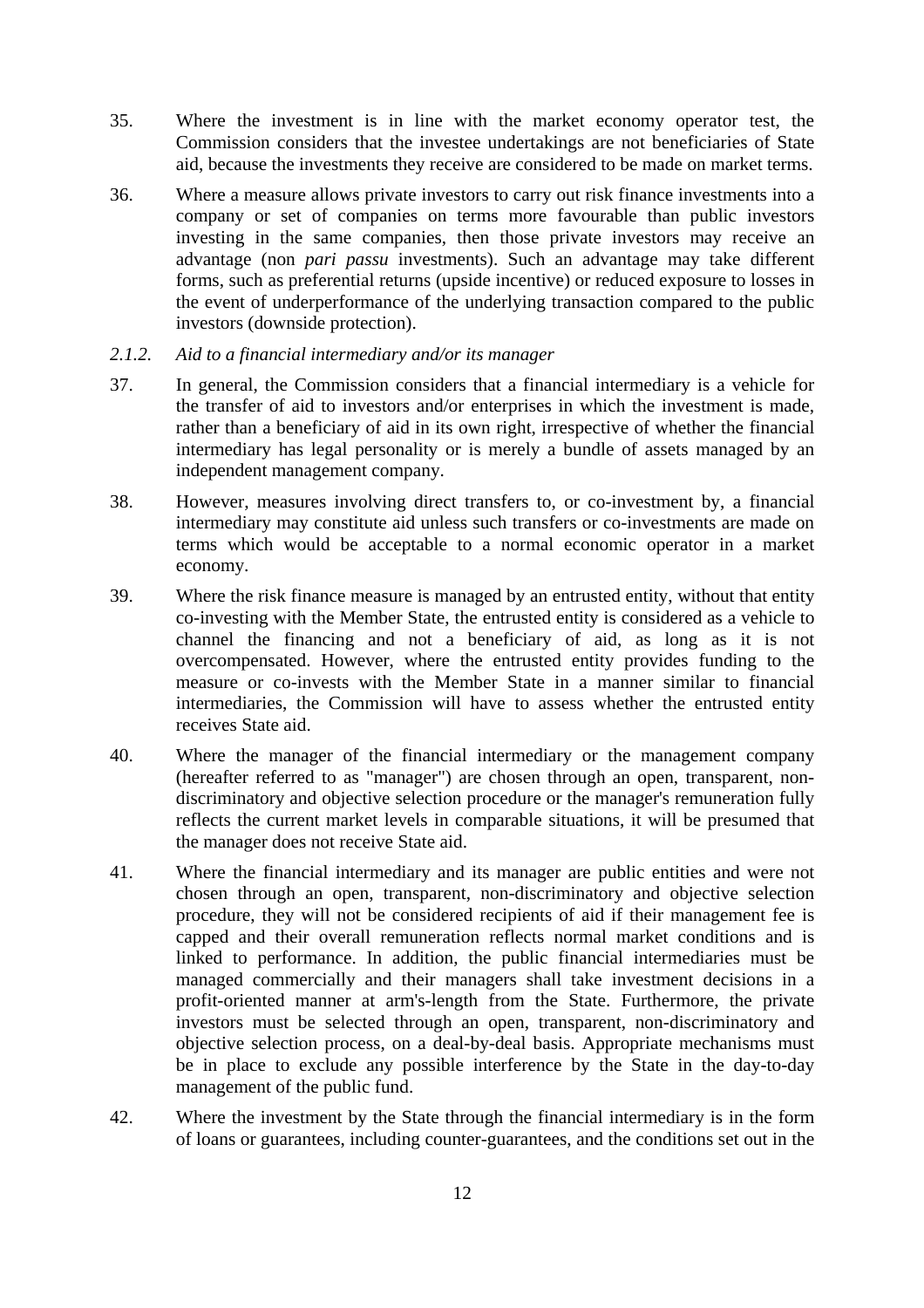35. Where the investment is in line with the market economy operator test, the Commission considers that the investee undertakings are not beneficiaries of State aid, because the investments they receive are considered to be made on market terms.

36. Where a measure allows private investors to carry out risk finance investments into a company or set of companies on terms more favourable than public investors investing in the same companies, then those private investors may receive an advantage (non *pari passu* investments). Such an advantage may take different forms, such as preferential returns (upside incentive) or reduced exposure to losses in the event of underperformance of the underlying transaction compared to the public investors (downside protection).

### *2.1.2. Aid to a financial intermediary and/or its manager*

37. In general, the Commission considers that a financial intermediary is a vehicle for the transfer of aid to investors and/or enterprises in which the investment is made, rather than a beneficiary of aid in its own right, irrespective of whether the financial intermediary has legal personality or is merely a bundle of assets managed by an independent management company.

38. However, measures involving direct transfers to, or co-investment by, a financial intermediary may constitute aid unless such transfers or co-investments are made on terms which would be acceptable to a normal economic operator in a market economy.

39. Where the risk finance measure is managed by an entrusted entity, without that entity co-investing with the Member State, the entrusted entity is considered as a vehicle to channel the financing and not a beneficiary of aid, as long as it is not overcompensated. However, where the entrusted entity provides funding to the measure or co-invests with the Member State in a manner similar to financial intermediaries, the Commission will have to assess whether the entrusted entity receives State aid.

40. Where the manager of the financial intermediary or the management company (hereafter referred to as "manager") are chosen through an open, transparent, non-discriminatory and objective selection procedure or the manager's remuneration fully reflects the current market levels in comparable situations, it will be presumed that the manager does not receive State aid.

41. Where the financial intermediary and its manager are public entities and were not chosen through an open, transparent, non-discriminatory and objective selection procedure, they will not be considered recipients of aid if their management fee is capped and their overall remuneration reflects normal market conditions and is linked to performance. In addition, the public financial intermediaries must be managed commercially and their managers shall take investment decisions in a profit-oriented manner at arm's-length from the State. Furthermore, the private investors must be selected through an open, transparent, non-discriminatory and objective selection process, on a deal-by-deal basis. Appropriate mechanisms must be in place to exclude any possible interference by the State in the day-to-day management of the public fund.

42. Where the investment by the State through the financial intermediary is in the form of loans or guarantees, including counter-guarantees, and the conditions set out in the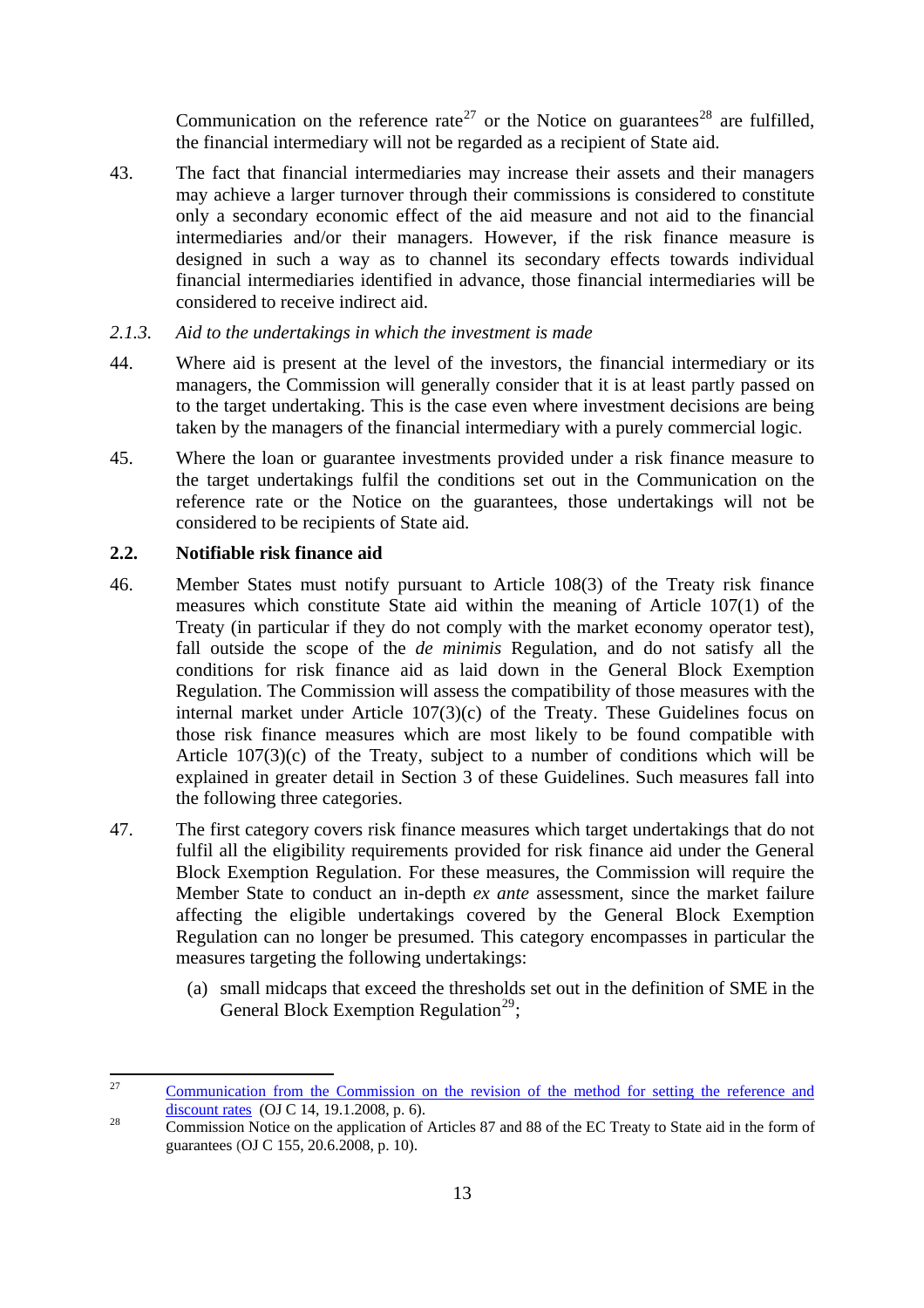Communication on the reference rate[27] or the Notice on guarantees[28] are fulfilled, the financial intermediary will not be regarded as a recipient of State aid.

43. The fact that financial intermediaries may increase their assets and their managers may achieve a larger turnover through their commissions is considered to constitute only a secondary economic effect of the aid measure and not aid to the financial intermediaries and/or their managers. However, if the risk finance measure is designed in such a way as to channel its secondary effects towards individual financial intermediaries identified in advance, those financial intermediaries will be considered to receive indirect aid.

#### *2.1.3. Aid to the undertakings in which the investment is made*

44. Where aid is present at the level of the investors, the financial intermediary or its managers, the Commission will generally consider that it is at least partly passed on to the target undertaking. This is the case even where investment decisions are being taken by the managers of the financial intermediary with a purely commercial logic.

45. Where the loan or guarantee investments provided under a risk finance measure to the target undertakings fulfil the conditions set out in the Communication on the reference rate or the Notice on the guarantees, those undertakings will not be considered to be recipients of State aid.

### 2.2. Notifiable risk finance aid

46. Member States must notify pursuant to Article 108(3) of the Treaty risk finance measures which constitute State aid within the meaning of Article 107(1) of the Treaty (in particular if they do not comply with the market economy operator test), fall outside the scope of the *de minimis* Regulation, and do not satisfy all the conditions for risk finance aid as laid down in the General Block Exemption Regulation. The Commission will assess the compatibility of those measures with the internal market under Article 107(3)(c) of the Treaty. These Guidelines focus on those risk finance measures which are most likely to be found compatible with Article 107(3)(c) of the Treaty, subject to a number of conditions which will be explained in greater detail in Section 3 of these Guidelines. Such measures fall into the following three categories.

47. The first category covers risk finance measures which target undertakings that do not fulfil all the eligibility requirements provided for risk finance aid under the General Block Exemption Regulation. For these measures, the Commission will require the Member State to conduct an in-depth *ex ante* assessment, since the market failure affecting the eligible undertakings covered by the General Block Exemption Regulation can no longer be presumed. This category encompasses in particular the measures targeting the following undertakings:

   (a) small midcaps that exceed the thresholds set out in the definition of SME in the General Block Exemption Regulation[29];

---

[27] Communication from the Commission on the revision of the method for setting the reference and discount rates (OJ C 14, 19.1.2008, p. 6).

[28] Commission Notice on the application of Articles 87 and 88 of the EC Treaty to State aid in the form of guarantees (OJ C 155, 20.6.2008, p. 10).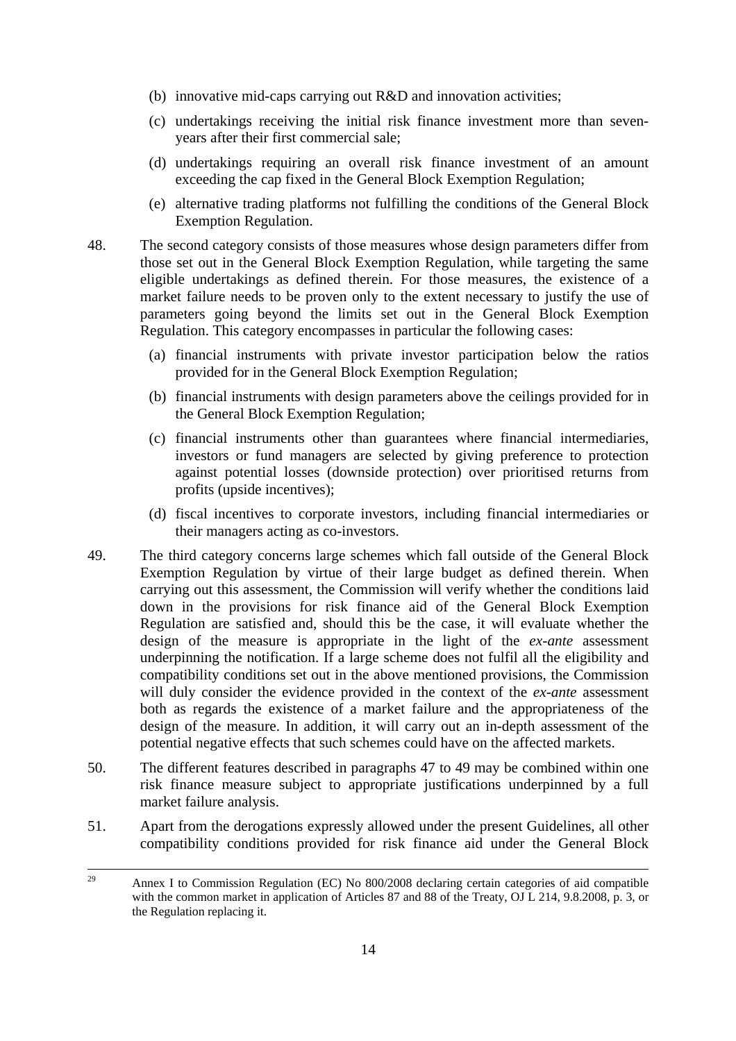(b) innovative mid-caps carrying out R&D and innovation activities;

(c) undertakings receiving the initial risk finance investment more than seven-years after their first commercial sale;

(d) undertakings requiring an overall risk finance investment of an amount exceeding the cap fixed in the General Block Exemption Regulation;

(e) alternative trading platforms not fulfilling the conditions of the General Block Exemption Regulation.

48. The second category consists of those measures whose design parameters differ from those set out in the General Block Exemption Regulation, while targeting the same eligible undertakings as defined therein. For those measures, the existence of a market failure needs to be proven only to the extent necessary to justify the use of parameters going beyond the limits set out in the General Block Exemption Regulation. This category encompasses in particular the following cases:

(a) financial instruments with private investor participation below the ratios provided for in the General Block Exemption Regulation;

(b) financial instruments with design parameters above the ceilings provided for in the General Block Exemption Regulation;

(c) financial instruments other than guarantees where financial intermediaries, investors or fund managers are selected by giving preference to protection against potential losses (downside protection) over prioritised returns from profits (upside incentives);

(d) fiscal incentives to corporate investors, including financial intermediaries or their managers acting as co-investors.

49. The third category concerns large schemes which fall outside of the General Block Exemption Regulation by virtue of their large budget as defined therein. When carrying out this assessment, the Commission will verify whether the conditions laid down in the provisions for risk finance aid of the General Block Exemption Regulation are satisfied and, should this be the case, it will evaluate whether the design of the measure is appropriate in the light of the *ex-ante* assessment underpinning the notification. If a large scheme does not fulfil all the eligibility and compatibility conditions set out in the above mentioned provisions, the Commission will duly consider the evidence provided in the context of the *ex-ante* assessment both as regards the existence of a market failure and the appropriateness of the design of the measure. In addition, it will carry out an in-depth assessment of the potential negative effects that such schemes could have on the affected markets.

50. The different features described in paragraphs 47 to 49 may be combined within one risk finance measure subject to appropriate justifications underpinned by a full market failure analysis.

51. Apart from the derogations expressly allowed under the present Guidelines, all other compatibility conditions provided for risk finance aid under the General Block

---

[29] Annex I to Commission Regulation (EC) No 800/2008 declaring certain categories of aid compatible with the common market in application of Articles 87 and 88 of the Treaty, OJ L 214, 9.8.2008, p. 3, or the Regulation replacing it.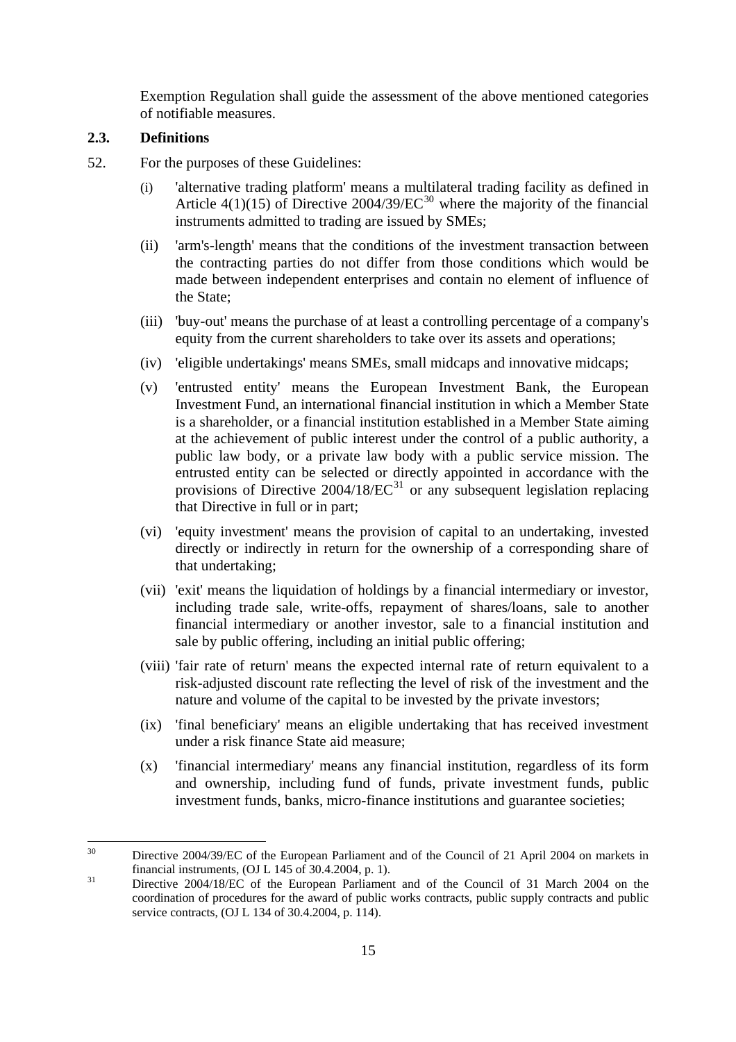Exemption Regulation shall guide the assessment of the above mentioned categories of notifiable measures.

## 2.3. Definitions

52. For the purposes of these Guidelines:

(i) 'alternative trading platform' means a multilateral trading facility as defined in Article 4(1)(15) of Directive 2004/39/EC[30] where the majority of the financial instruments admitted to trading are issued by SMEs;

(ii) 'arm's-length' means that the conditions of the investment transaction between the contracting parties do not differ from those conditions which would be made between independent enterprises and contain no element of influence of the State;

(iii) 'buy-out' means the purchase of at least a controlling percentage of a company's equity from the current shareholders to take over its assets and operations;

(iv) 'eligible undertakings' means SMEs, small midcaps and innovative midcaps;

(v) 'entrusted entity' means the European Investment Bank, the European Investment Fund, an international financial institution in which a Member State is a shareholder, or a financial institution established in a Member State aiming at the achievement of public interest under the control of a public authority, a public law body, or a private law body with a public service mission. The entrusted entity can be selected or directly appointed in accordance with the provisions of Directive 2004/18/EC[31] or any subsequent legislation replacing that Directive in full or in part;

(vi) 'equity investment' means the provision of capital to an undertaking, invested directly or indirectly in return for the ownership of a corresponding share of that undertaking;

(vii) 'exit' means the liquidation of holdings by a financial intermediary or investor, including trade sale, write-offs, repayment of shares/loans, sale to another financial intermediary or another investor, sale to a financial institution and sale by public offering, including an initial public offering;

(viii) 'fair rate of return' means the expected internal rate of return equivalent to a risk-adjusted discount rate reflecting the level of risk of the investment and the nature and volume of the capital to be invested by the private investors;

(ix) 'final beneficiary' means an eligible undertaking that has received investment under a risk finance State aid measure;

(x) 'financial intermediary' means any financial institution, regardless of its form and ownership, including fund of funds, private investment funds, public investment funds, banks, micro-finance institutions and guarantee societies;

---

[30] Directive 2004/39/EC of the European Parliament and of the Council of 21 April 2004 on markets in financial instruments, (OJ L 145 of 30.4.2004, p. 1).

[31] Directive 2004/18/EC of the European Parliament and of the Council of 31 March 2004 on the coordination of procedures for the award of public works contracts, public supply contracts and public service contracts, (OJ L 134 of 30.4.2004, p. 114).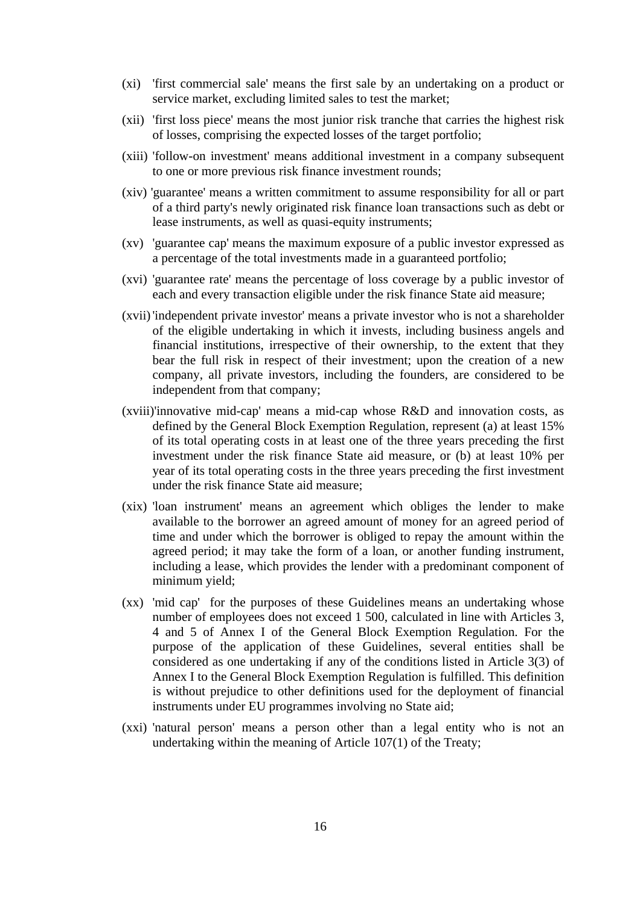(xi) 'first commercial sale' means the first sale by an undertaking on a product or service market, excluding limited sales to test the market;

(xii) 'first loss piece' means the most junior risk tranche that carries the highest risk of losses, comprising the expected losses of the target portfolio;

(xiii) 'follow-on investment' means additional investment in a company subsequent to one or more previous risk finance investment rounds;

(xiv) 'guarantee' means a written commitment to assume responsibility for all or part of a third party's newly originated risk finance loan transactions such as debt or lease instruments, as well as quasi-equity instruments;

(xv) 'guarantee cap' means the maximum exposure of a public investor expressed as a percentage of the total investments made in a guaranteed portfolio;

(xvi) 'guarantee rate' means the percentage of loss coverage by a public investor of each and every transaction eligible under the risk finance State aid measure;

(xvii) 'independent private investor' means a private investor who is not a shareholder of the eligible undertaking in which it invests, including business angels and financial institutions, irrespective of their ownership, to the extent that they bear the full risk in respect of their investment; upon the creation of a new company, all private investors, including the founders, are considered to be independent from that company;

(xviii) 'innovative mid-cap' means a mid-cap whose R&D and innovation costs, as defined by the General Block Exemption Regulation, represent (a) at least 15% of its total operating costs in at least one of the three years preceding the first investment under the risk finance State aid measure, or (b) at least 10% per year of its total operating costs in the three years preceding the first investment under the risk finance State aid measure;

(xix) 'loan instrument' means an agreement which obliges the lender to make available to the borrower an agreed amount of money for an agreed period of time and under which the borrower is obliged to repay the amount within the agreed period; it may take the form of a loan, or another funding instrument, including a lease, which provides the lender with a predominant component of minimum yield;

(xx) 'mid cap' for the purposes of these Guidelines means an undertaking whose number of employees does not exceed 1 500, calculated in line with Articles 3, 4 and 5 of Annex I of the General Block Exemption Regulation. For the purpose of the application of these Guidelines, several entities shall be considered as one undertaking if any of the conditions listed in Article 3(3) of Annex I to the General Block Exemption Regulation is fulfilled. This definition is without prejudice to other definitions used for the deployment of financial instruments under EU programmes involving no State aid;

(xxi) 'natural person' means a person other than a legal entity who is not an undertaking within the meaning of Article 107(1) of the Treaty;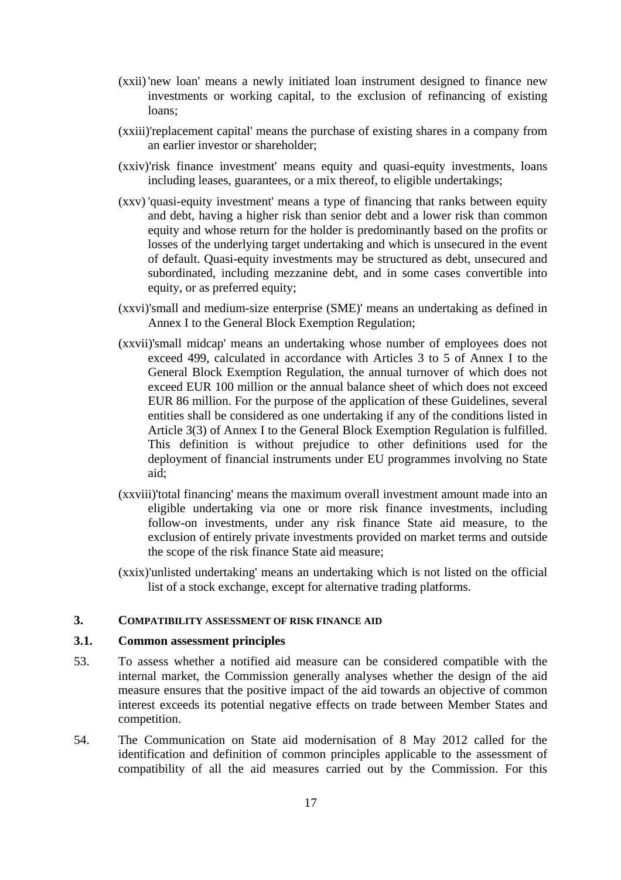(xxii) 'new loan' means a newly initiated loan instrument designed to finance new investments or working capital, to the exclusion of refinancing of existing loans;

(xxiii) 'replacement capital' means the purchase of existing shares in a company from an earlier investor or shareholder;

(xxiv) 'risk finance investment' means equity and quasi-equity investments, loans including leases, guarantees, or a mix thereof, to eligible undertakings;

(xxv) 'quasi-equity investment' means a type of financing that ranks between equity and debt, having a higher risk than senior debt and a lower risk than common equity and whose return for the holder is predominantly based on the profits or losses of the underlying target undertaking and which is unsecured in the event of default. Quasi-equity investments may be structured as debt, unsecured and subordinated, including mezzanine debt, and in some cases convertible into equity, or as preferred equity;

(xxvi) 'small and medium-size enterprise (SME)' means an undertaking as defined in Annex I to the General Block Exemption Regulation;

(xxvii) 'small midcap' means an undertaking whose number of employees does not exceed 499, calculated in accordance with Articles 3 to 5 of Annex I to the General Block Exemption Regulation, the annual turnover of which does not exceed EUR 100 million or the annual balance sheet of which does not exceed EUR 86 million. For the purpose of the application of these Guidelines, several entities shall be considered as one undertaking if any of the conditions listed in Article 3(3) of Annex I to the General Block Exemption Regulation is fulfilled. This definition is without prejudice to other definitions used for the deployment of financial instruments under EU programmes involving no State aid;

(xxviii) 'total financing' means the maximum overall investment amount made into an eligible undertaking via one or more risk finance investments, including follow-on investments, under any risk finance State aid measure, to the exclusion of entirely private investments provided on market terms and outside the scope of the risk finance State aid measure;

(xxix) 'unlisted undertaking' means an undertaking which is not listed on the official list of a stock exchange, except for alternative trading platforms.

## 3. COMPATIBILITY ASSESSMENT OF RISK FINANCE AID

### 3.1. Common assessment principles

53. To assess whether a notified aid measure can be considered compatible with the internal market, the Commission generally analyses whether the design of the aid measure ensures that the positive impact of the aid towards an objective of common interest exceeds its potential negative effects on trade between Member States and competition.

54. The Communication on State aid modernisation of 8 May 2012 called for the identification and definition of common principles applicable to the assessment of compatibility of all the aid measures carried out by the Commission. For this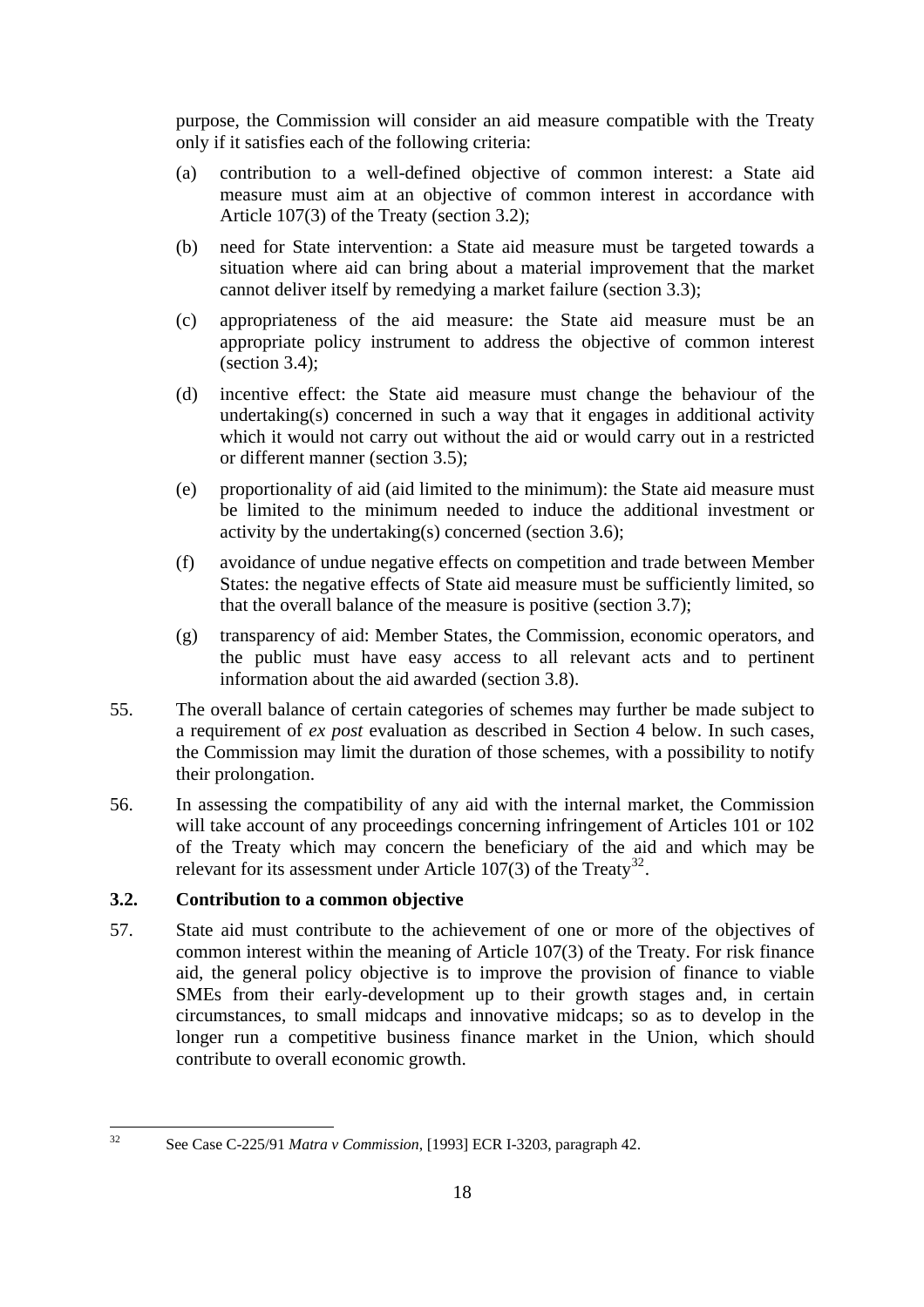purpose, the Commission will consider an aid measure compatible with the Treaty only if it satisfies each of the following criteria:

(a) contribution to a well-defined objective of common interest: a State aid measure must aim at an objective of common interest in accordance with Article 107(3) of the Treaty (section 3.2);

(b) need for State intervention: a State aid measure must be targeted towards a situation where aid can bring about a material improvement that the market cannot deliver itself by remedying a market failure (section 3.3);

(c) appropriateness of the aid measure: the State aid measure must be an appropriate policy instrument to address the objective of common interest (section 3.4);

(d) incentive effect: the State aid measure must change the behaviour of the undertaking(s) concerned in such a way that it engages in additional activity which it would not carry out without the aid or would carry out in a restricted or different manner (section 3.5);

(e) proportionality of aid (aid limited to the minimum): the State aid measure must be limited to the minimum needed to induce the additional investment or activity by the undertaking(s) concerned (section 3.6);

(f) avoidance of undue negative effects on competition and trade between Member States: the negative effects of State aid measure must be sufficiently limited, so that the overall balance of the measure is positive (section 3.7);

(g) transparency of aid: Member States, the Commission, economic operators, and the public must have easy access to all relevant acts and to pertinent information about the aid awarded (section 3.8).

55. The overall balance of certain categories of schemes may further be made subject to a requirement of *ex post* evaluation as described in Section 4 below. In such cases, the Commission may limit the duration of those schemes, with a possibility to notify their prolongation.

56. In assessing the compatibility of any aid with the internal market, the Commission will take account of any proceedings concerning infringement of Articles 101 or 102 of the Treaty which may concern the beneficiary of the aid and which may be relevant for its assessment under Article 107(3) of the Treaty[32].

### 3.2. Contribution to a common objective

57. State aid must contribute to the achievement of one or more of the objectives of common interest within the meaning of Article 107(3) of the Treaty. For risk finance aid, the general policy objective is to improve the provision of finance to viable SMEs from their early-development up to their growth stages and, in certain circumstances, to small midcaps and innovative midcaps; so as to develop in the longer run a competitive business finance market in the Union, which should contribute to overall economic growth.

---

[32] See Case C-225/91 *Matra v Commission*, [1993] ECR I-3203, paragraph 42.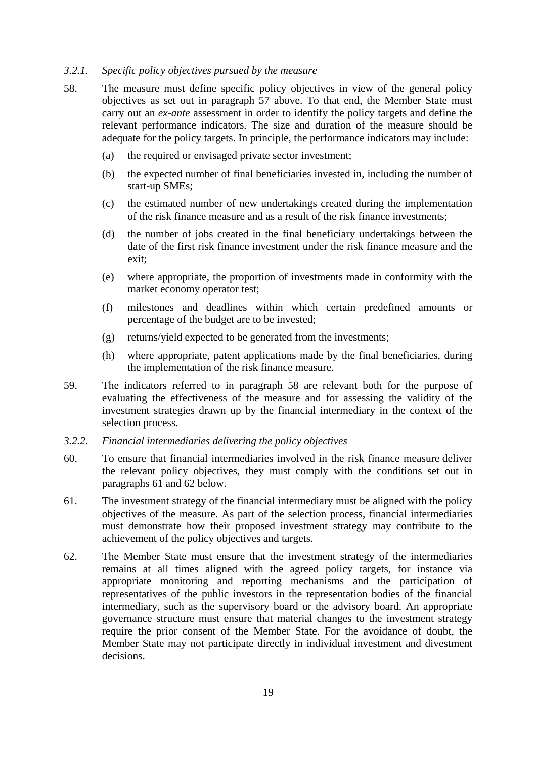### *3.2.1. Specific policy objectives pursued by the measure*

58. The measure must define specific policy objectives in view of the general policy objectives as set out in paragraph 57 above. To that end, the Member State must carry out an *ex-ante* assessment in order to identify the policy targets and define the relevant performance indicators. The size and duration of the measure should be adequate for the policy targets. In principle, the performance indicators may include:

    (a) the required or envisaged private sector investment;

    (b) the expected number of final beneficiaries invested in, including the number of start-up SMEs;

    (c) the estimated number of new undertakings created during the implementation of the risk finance measure and as a result of the risk finance investments;

    (d) the number of jobs created in the final beneficiary undertakings between the date of the first risk finance investment under the risk finance measure and the exit;

    (e) where appropriate, the proportion of investments made in conformity with the market economy operator test;

    (f) milestones and deadlines within which certain predefined amounts or percentage of the budget are to be invested;

    (g) returns/yield expected to be generated from the investments;

    (h) where appropriate, patent applications made by the final beneficiaries, during the implementation of the risk finance measure.

59. The indicators referred to in paragraph 58 are relevant both for the purpose of evaluating the effectiveness of the measure and for assessing the validity of the investment strategies drawn up by the financial intermediary in the context of the selection process.

### *3.2.2. Financial intermediaries delivering the policy objectives*

60. To ensure that financial intermediaries involved in the risk finance measure deliver the relevant policy objectives, they must comply with the conditions set out in paragraphs 61 and 62 below.

61. The investment strategy of the financial intermediary must be aligned with the policy objectives of the measure. As part of the selection process, financial intermediaries must demonstrate how their proposed investment strategy may contribute to the achievement of the policy objectives and targets.

62. The Member State must ensure that the investment strategy of the intermediaries remains at all times aligned with the agreed policy targets, for instance via appropriate monitoring and reporting mechanisms and the participation of representatives of the public investors in the representation bodies of the financial intermediary, such as the supervisory board or the advisory board. An appropriate governance structure must ensure that material changes to the investment strategy require the prior consent of the Member State. For the avoidance of doubt, the Member State may not participate directly in individual investment and divestment decisions.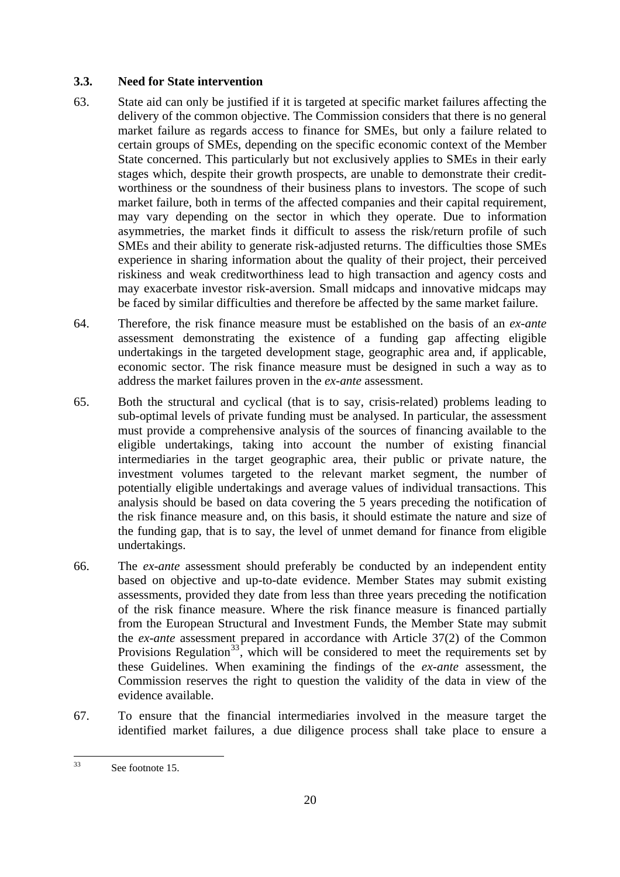### 3.3. Need for State intervention

63. State aid can only be justified if it is targeted at specific market failures affecting the delivery of the common objective. The Commission considers that there is no general market failure as regards access to finance for SMEs, but only a failure related to certain groups of SMEs, depending on the specific economic context of the Member State concerned. This particularly but not exclusively applies to SMEs in their early stages which, despite their growth prospects, are unable to demonstrate their credit-worthiness or the soundness of their business plans to investors. The scope of such market failure, both in terms of the affected companies and their capital requirement, may vary depending on the sector in which they operate. Due to information asymmetries, the market finds it difficult to assess the risk/return profile of such SMEs and their ability to generate risk-adjusted returns. The difficulties those SMEs experience in sharing information about the quality of their project, their perceived riskiness and weak creditworthiness lead to high transaction and agency costs and may exacerbate investor risk-aversion. Small midcaps and innovative midcaps may be faced by similar difficulties and therefore be affected by the same market failure.

64. Therefore, the risk finance measure must be established on the basis of an *ex-ante* assessment demonstrating the existence of a funding gap affecting eligible undertakings in the targeted development stage, geographic area and, if applicable, economic sector. The risk finance measure must be designed in such a way as to address the market failures proven in the *ex-ante* assessment.

65. Both the structural and cyclical (that is to say, crisis-related) problems leading to sub-optimal levels of private funding must be analysed. In particular, the assessment must provide a comprehensive analysis of the sources of financing available to the eligible undertakings, taking into account the number of existing financial intermediaries in the target geographic area, their public or private nature, the investment volumes targeted to the relevant market segment, the number of potentially eligible undertakings and average values of individual transactions. This analysis should be based on data covering the 5 years preceding the notification of the risk finance measure and, on this basis, it should estimate the nature and size of the funding gap, that is to say, the level of unmet demand for finance from eligible undertakings.

66. The *ex-ante* assessment should preferably be conducted by an independent entity based on objective and up-to-date evidence. Member States may submit existing assessments, provided they date from less than three years preceding the notification of the risk finance measure. Where the risk finance measure is financed partially from the European Structural and Investment Funds, the Member State may submit the *ex-ante* assessment prepared in accordance with Article 37(2) of the Common Provisions Regulation[33], which will be considered to meet the requirements set by these Guidelines. When examining the findings of the *ex-ante* assessment, the Commission reserves the right to question the validity of the data in view of the evidence available.

67. To ensure that the financial intermediaries involved in the measure target the identified market failures, a due diligence process shall take place to ensure a

---

[33] See footnote 15.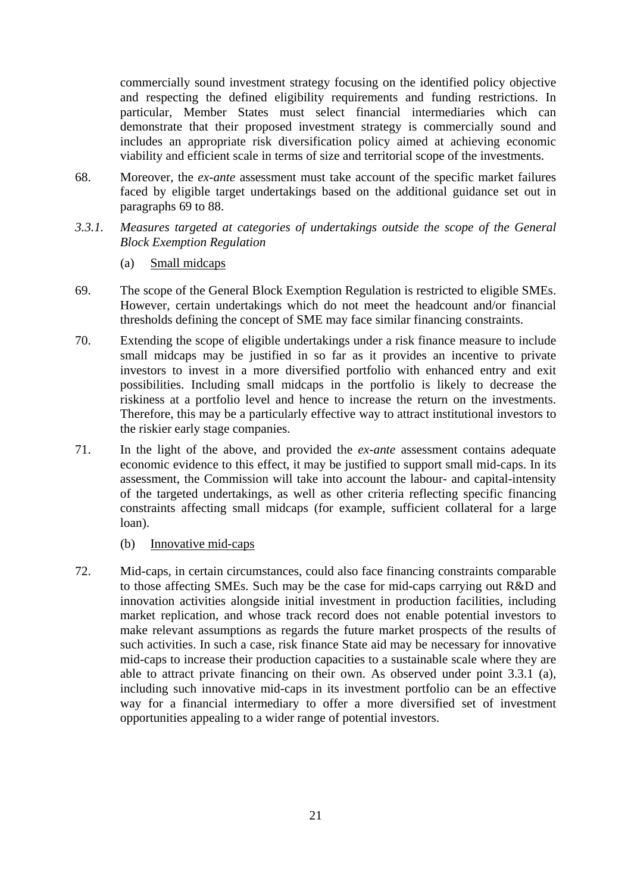commercially sound investment strategy focusing on the identified policy objective and respecting the defined eligibility requirements and funding restrictions. In particular, Member States must select financial intermediaries which can demonstrate that their proposed investment strategy is commercially sound and includes an appropriate risk diversification policy aimed at achieving economic viability and efficient scale in terms of size and territorial scope of the investments.

68. Moreover, the *ex-ante* assessment must take account of the specific market failures faced by eligible target undertakings based on the additional guidance set out in paragraphs 69 to 88.

### *3.3.1. Measures targeted at categories of undertakings outside the scope of the General Block Exemption Regulation*

(a) Small midcaps

69. The scope of the General Block Exemption Regulation is restricted to eligible SMEs. However, certain undertakings which do not meet the headcount and/or financial thresholds defining the concept of SME may face similar financing constraints.

70. Extending the scope of eligible undertakings under a risk finance measure to include small midcaps may be justified in so far as it provides an incentive to private investors to invest in a more diversified portfolio with enhanced entry and exit possibilities. Including small midcaps in the portfolio is likely to decrease the riskiness at a portfolio level and hence to increase the return on the investments. Therefore, this may be a particularly effective way to attract institutional investors to the riskier early stage companies.

71. In the light of the above, and provided the *ex-ante* assessment contains adequate economic evidence to this effect, it may be justified to support small mid-caps. In its assessment, the Commission will take into account the labour- and capital-intensity of the targeted undertakings, as well as other criteria reflecting specific financing constraints affecting small midcaps (for example, sufficient collateral for a large loan).

(b) Innovative mid-caps

72. Mid-caps, in certain circumstances, could also face financing constraints comparable to those affecting SMEs. Such may be the case for mid-caps carrying out R&D and innovation activities alongside initial investment in production facilities, including market replication, and whose track record does not enable potential investors to make relevant assumptions as regards the future market prospects of the results of such activities. In such a case, risk finance State aid may be necessary for innovative mid-caps to increase their production capacities to a sustainable scale where they are able to attract private financing on their own. As observed under point 3.3.1 (a), including such innovative mid-caps in its investment portfolio can be an effective way for a financial intermediary to offer a more diversified set of investment opportunities appealing to a wider range of potential investors.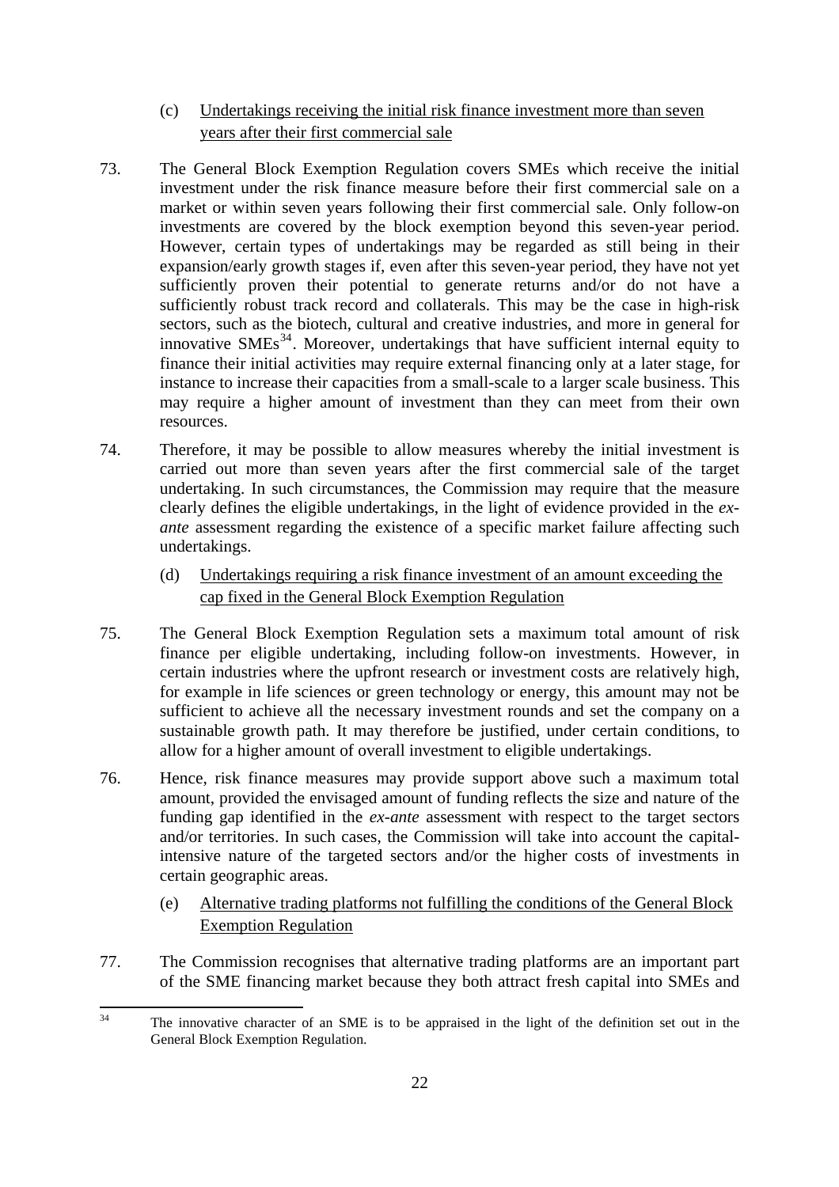(c) Undertakings receiving the initial risk finance investment more than seven years after their first commercial sale

73. The General Block Exemption Regulation covers SMEs which receive the initial investment under the risk finance measure before their first commercial sale on a market or within seven years following their first commercial sale. Only follow-on investments are covered by the block exemption beyond this seven-year period. However, certain types of undertakings may be regarded as still being in their expansion/early growth stages if, even after this seven-year period, they have not yet sufficiently proven their potential to generate returns and/or do not have a sufficiently robust track record and collaterals. This may be the case in high-risk sectors, such as the biotech, cultural and creative industries, and more in general for innovative SMEs[34]. Moreover, undertakings that have sufficient internal equity to finance their initial activities may require external financing only at a later stage, for instance to increase their capacities from a small-scale to a larger scale business. This may require a higher amount of investment than they can meet from their own resources.

74. Therefore, it may be possible to allow measures whereby the initial investment is carried out more than seven years after the first commercial sale of the target undertaking. In such circumstances, the Commission may require that the measure clearly defines the eligible undertakings, in the light of evidence provided in the *ex-ante* assessment regarding the existence of a specific market failure affecting such undertakings.

(d) Undertakings requiring a risk finance investment of an amount exceeding the cap fixed in the General Block Exemption Regulation

75. The General Block Exemption Regulation sets a maximum total amount of risk finance per eligible undertaking, including follow-on investments. However, in certain industries where the upfront research or investment costs are relatively high, for example in life sciences or green technology or energy, this amount may not be sufficient to achieve all the necessary investment rounds and set the company on a sustainable growth path. It may therefore be justified, under certain conditions, to allow for a higher amount of overall investment to eligible undertakings.

76. Hence, risk finance measures may provide support above such a maximum total amount, provided the envisaged amount of funding reflects the size and nature of the funding gap identified in the *ex-ante* assessment with respect to the target sectors and/or territories. In such cases, the Commission will take into account the capital-intensive nature of the targeted sectors and/or the higher costs of investments in certain geographic areas.

(e) Alternative trading platforms not fulfilling the conditions of the General Block Exemption Regulation

77. The Commission recognises that alternative trading platforms are an important part of the SME financing market because they both attract fresh capital into SMEs and

---

[34] The innovative character of an SME is to be appraised in the light of the definition set out in the General Block Exemption Regulation.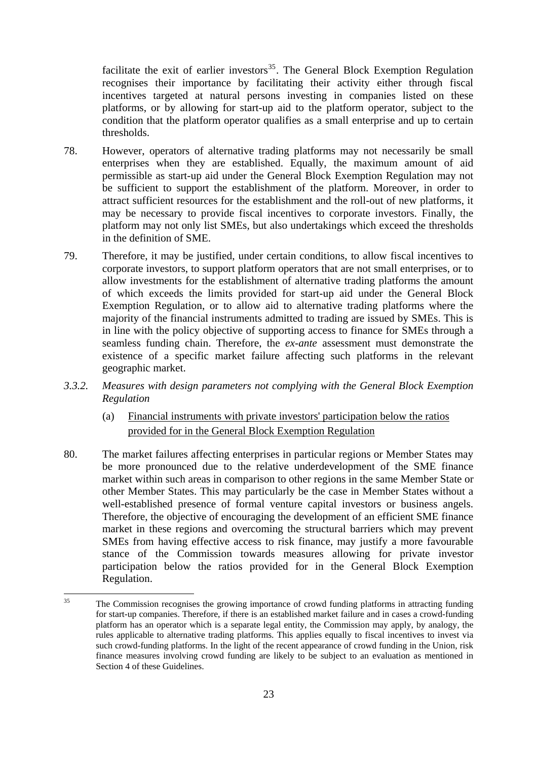facilitate the exit of earlier investors[35]. The General Block Exemption Regulation recognises their importance by facilitating their activity either through fiscal incentives targeted at natural persons investing in companies listed on these platforms, or by allowing for start-up aid to the platform operator, subject to the condition that the platform operator qualifies as a small enterprise and up to certain thresholds.

78. However, operators of alternative trading platforms may not necessarily be small enterprises when they are established. Equally, the maximum amount of aid permissible as start-up aid under the General Block Exemption Regulation may not be sufficient to support the establishment of the platform. Moreover, in order to attract sufficient resources for the establishment and the roll-out of new platforms, it may be necessary to provide fiscal incentives to corporate investors. Finally, the platform may not only list SMEs, but also undertakings which exceed the thresholds in the definition of SME.

79. Therefore, it may be justified, under certain conditions, to allow fiscal incentives to corporate investors, to support platform operators that are not small enterprises, or to allow investments for the establishment of alternative trading platforms the amount of which exceeds the limits provided for start-up aid under the General Block Exemption Regulation, or to allow aid to alternative trading platforms where the majority of the financial instruments admitted to trading are issued by SMEs. This is in line with the policy objective of supporting access to finance for SMEs through a seamless funding chain. Therefore, the *ex-ante* assessment must demonstrate the existence of a specific market failure affecting such platforms in the relevant geographic market.

### *3.3.2. Measures with design parameters not complying with the General Block Exemption Regulation*

(a) Financial instruments with private investors' participation below the ratios provided for in the General Block Exemption Regulation

80. The market failures affecting enterprises in particular regions or Member States may be more pronounced due to the relative underdevelopment of the SME finance market within such areas in comparison to other regions in the same Member State or other Member States. This may particularly be the case in Member States without a well-established presence of formal venture capital investors or business angels. Therefore, the objective of encouraging the development of an efficient SME finance market in these regions and overcoming the structural barriers which may prevent SMEs from having effective access to risk finance, may justify a more favourable stance of the Commission towards measures allowing for private investor participation below the ratios provided for in the General Block Exemption Regulation.

---

[35] The Commission recognises the growing importance of crowd funding platforms in attracting funding for start-up companies. Therefore, if there is an established market failure and in cases a crowd-funding platform has an operator which is a separate legal entity, the Commission may apply, by analogy, the rules applicable to alternative trading platforms. This applies equally to fiscal incentives to invest via such crowd-funding platforms. In the light of the recent appearance of crowd funding in the Union, risk finance measures involving crowd funding are likely to be subject to an evaluation as mentioned in Section 4 of these Guidelines.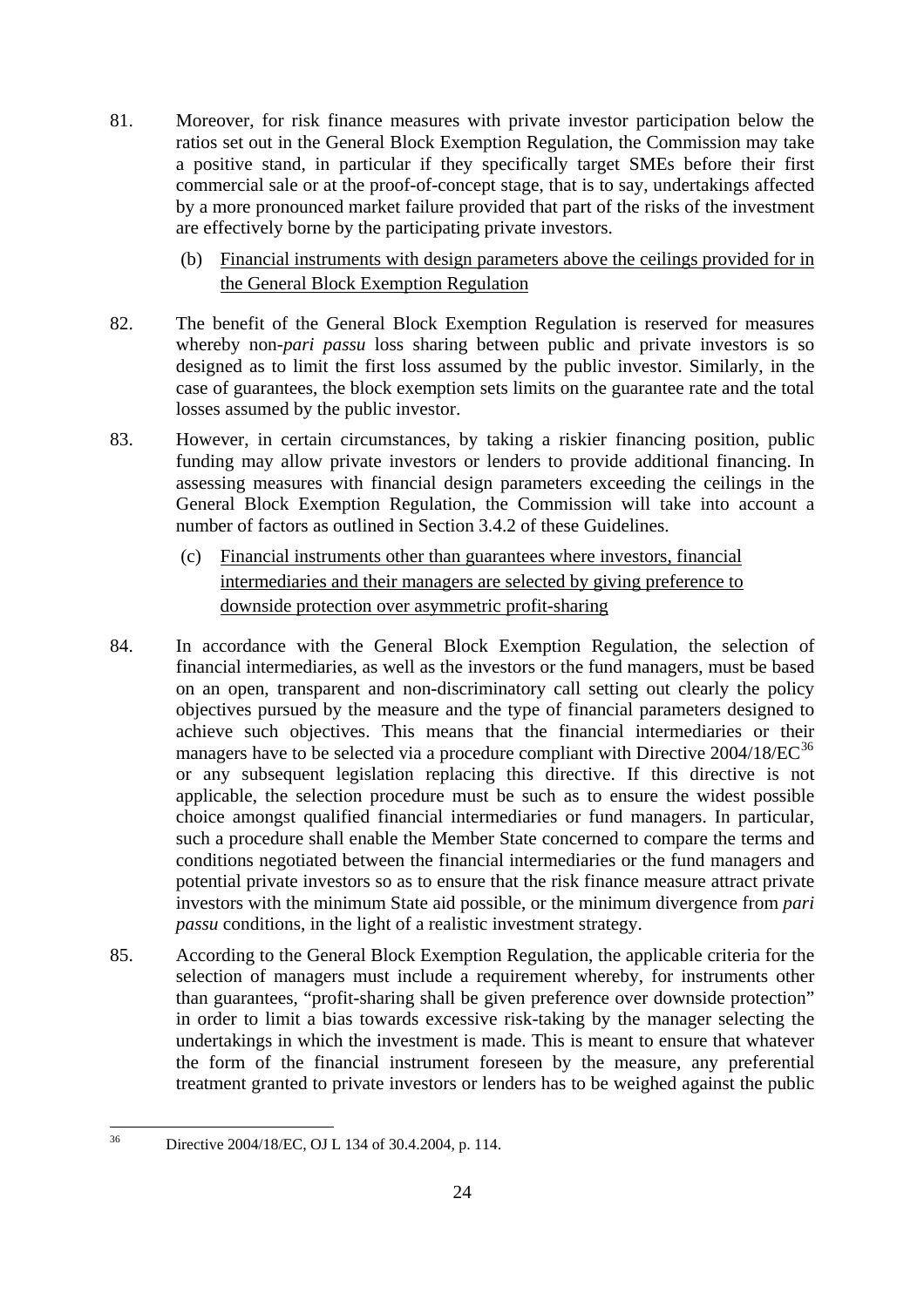81. Moreover, for risk finance measures with private investor participation below the ratios set out in the General Block Exemption Regulation, the Commission may take a positive stand, in particular if they specifically target SMEs before their first commercial sale or at the proof-of-concept stage, that is to say, undertakings affected by a more pronounced market failure provided that part of the risks of the investment are effectively borne by the participating private investors.

(b) Financial instruments with design parameters above the ceilings provided for in the General Block Exemption Regulation

82. The benefit of the General Block Exemption Regulation is reserved for measures whereby non-*pari passu* loss sharing between public and private investors is so designed as to limit the first loss assumed by the public investor. Similarly, in the case of guarantees, the block exemption sets limits on the guarantee rate and the total losses assumed by the public investor.

83. However, in certain circumstances, by taking a riskier financing position, public funding may allow private investors or lenders to provide additional financing. In assessing measures with financial design parameters exceeding the ceilings in the General Block Exemption Regulation, the Commission will take into account a number of factors as outlined in Section 3.4.2 of these Guidelines.

(c) Financial instruments other than guarantees where investors, financial intermediaries and their managers are selected by giving preference to downside protection over asymmetric profit-sharing

84. In accordance with the General Block Exemption Regulation, the selection of financial intermediaries, as well as the investors or the fund managers, must be based on an open, transparent and non-discriminatory call setting out clearly the policy objectives pursued by the measure and the type of financial parameters designed to achieve such objectives. This means that the financial intermediaries or their managers have to be selected via a procedure compliant with Directive 2004/18/EC[36] or any subsequent legislation replacing this directive. If this directive is not applicable, the selection procedure must be such as to ensure the widest possible choice amongst qualified financial intermediaries or fund managers. In particular, such a procedure shall enable the Member State concerned to compare the terms and conditions negotiated between the financial intermediaries or the fund managers and potential private investors so as to ensure that the risk finance measure attract private investors with the minimum State aid possible, or the minimum divergence from *pari passu* conditions, in the light of a realistic investment strategy.

85. According to the General Block Exemption Regulation, the applicable criteria for the selection of managers must include a requirement whereby, for instruments other than guarantees, "profit-sharing shall be given preference over downside protection" in order to limit a bias towards excessive risk-taking by the manager selecting the undertakings in which the investment is made. This is meant to ensure that whatever the form of the financial instrument foreseen by the measure, any preferential treatment granted to private investors or lenders has to be weighed against the public

[36] Directive 2004/18/EC, OJ L 134 of 30.4.2004, p. 114.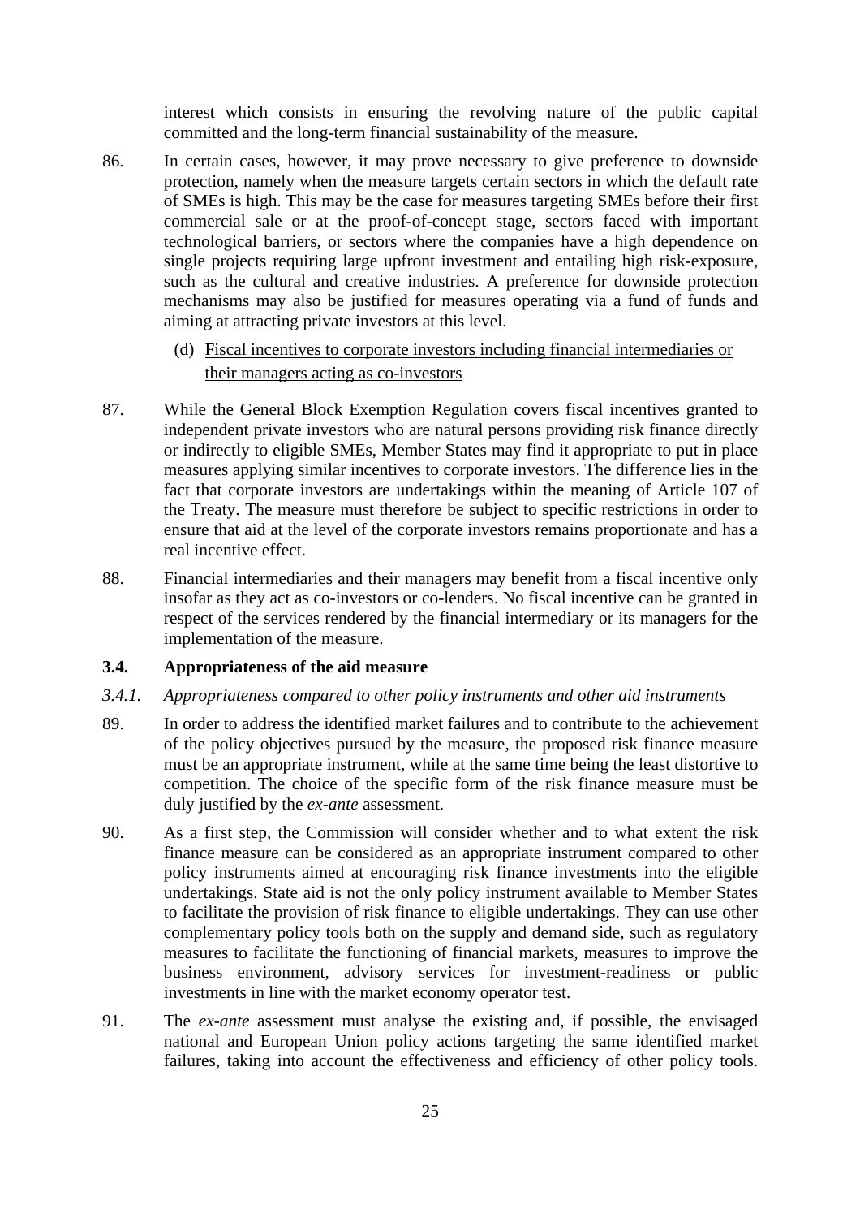interest which consists in ensuring the revolving nature of the public capital committed and the long-term financial sustainability of the measure.

86. In certain cases, however, it may prove necessary to give preference to downside protection, namely when the measure targets certain sectors in which the default rate of SMEs is high. This may be the case for measures targeting SMEs before their first commercial sale or at the proof-of-concept stage, sectors faced with important technological barriers, or sectors where the companies have a high dependence on single projects requiring large upfront investment and entailing high risk-exposure, such as the cultural and creative industries. A preference for downside protection mechanisms may also be justified for measures operating via a fund of funds and aiming at attracting private investors at this level.

(d) Fiscal incentives to corporate investors including financial intermediaries or their managers acting as co-investors

87. While the General Block Exemption Regulation covers fiscal incentives granted to independent private investors who are natural persons providing risk finance directly or indirectly to eligible SMEs, Member States may find it appropriate to put in place measures applying similar incentives to corporate investors. The difference lies in the fact that corporate investors are undertakings within the meaning of Article 107 of the Treaty. The measure must therefore be subject to specific restrictions in order to ensure that aid at the level of the corporate investors remains proportionate and has a real incentive effect.

88. Financial intermediaries and their managers may benefit from a fiscal incentive only insofar as they act as co-investors or co-lenders. No fiscal incentive can be granted in respect of the services rendered by the financial intermediary or its managers for the implementation of the measure.

### 3.4. Appropriateness of the aid measure

#### *3.4.1. Appropriateness compared to other policy instruments and other aid instruments*

89. In order to address the identified market failures and to contribute to the achievement of the policy objectives pursued by the measure, the proposed risk finance measure must be an appropriate instrument, while at the same time being the least distortive to competition. The choice of the specific form of the risk finance measure must be duly justified by the *ex-ante* assessment.

90. As a first step, the Commission will consider whether and to what extent the risk finance measure can be considered as an appropriate instrument compared to other policy instruments aimed at encouraging risk finance investments into the eligible undertakings. State aid is not the only policy instrument available to Member States to facilitate the provision of risk finance to eligible undertakings. They can use other complementary policy tools both on the supply and demand side, such as regulatory measures to facilitate the functioning of financial markets, measures to improve the business environment, advisory services for investment-readiness or public investments in line with the market economy operator test.

91. The *ex-ante* assessment must analyse the existing and, if possible, the envisaged national and European Union policy actions targeting the same identified market failures, taking into account the effectiveness and efficiency of other policy tools.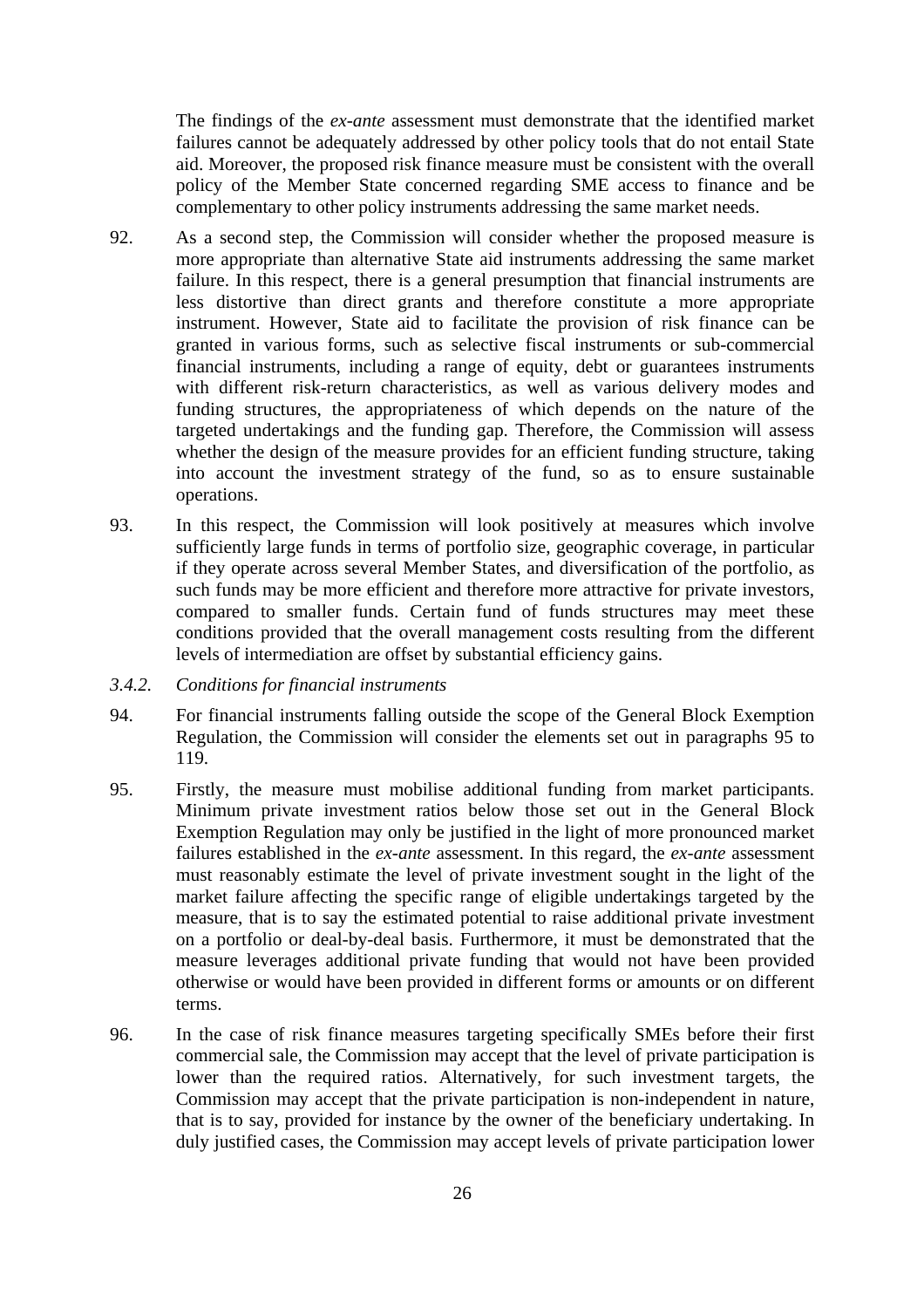The findings of the *ex-ante* assessment must demonstrate that the identified market failures cannot be adequately addressed by other policy tools that do not entail State aid. Moreover, the proposed risk finance measure must be consistent with the overall policy of the Member State concerned regarding SME access to finance and be complementary to other policy instruments addressing the same market needs.

92. As a second step, the Commission will consider whether the proposed measure is more appropriate than alternative State aid instruments addressing the same market failure. In this respect, there is a general presumption that financial instruments are less distortive than direct grants and therefore constitute a more appropriate instrument. However, State aid to facilitate the provision of risk finance can be granted in various forms, such as selective fiscal instruments or sub-commercial financial instruments, including a range of equity, debt or guarantees instruments with different risk-return characteristics, as well as various delivery modes and funding structures, the appropriateness of which depends on the nature of the targeted undertakings and the funding gap. Therefore, the Commission will assess whether the design of the measure provides for an efficient funding structure, taking into account the investment strategy of the fund, so as to ensure sustainable operations.

93. In this respect, the Commission will look positively at measures which involve sufficiently large funds in terms of portfolio size, geographic coverage, in particular if they operate across several Member States, and diversification of the portfolio, as such funds may be more efficient and therefore more attractive for private investors, compared to smaller funds. Certain fund of funds structures may meet these conditions provided that the overall management costs resulting from the different levels of intermediation are offset by substantial efficiency gains.

### *3.4.2. Conditions for financial instruments*

94. For financial instruments falling outside the scope of the General Block Exemption Regulation, the Commission will consider the elements set out in paragraphs 95 to 119.

95. Firstly, the measure must mobilise additional funding from market participants. Minimum private investment ratios below those set out in the General Block Exemption Regulation may only be justified in the light of more pronounced market failures established in the *ex-ante* assessment. In this regard, the *ex-ante* assessment must reasonably estimate the level of private investment sought in the light of the market failure affecting the specific range of eligible undertakings targeted by the measure, that is to say the estimated potential to raise additional private investment on a portfolio or deal-by-deal basis. Furthermore, it must be demonstrated that the measure leverages additional private funding that would not have been provided otherwise or would have been provided in different forms or amounts or on different terms.

96. In the case of risk finance measures targeting specifically SMEs before their first commercial sale, the Commission may accept that the level of private participation is lower than the required ratios. Alternatively, for such investment targets, the Commission may accept that the private participation is non-independent in nature, that is to say, provided for instance by the owner of the beneficiary undertaking. In duly justified cases, the Commission may accept levels of private participation lower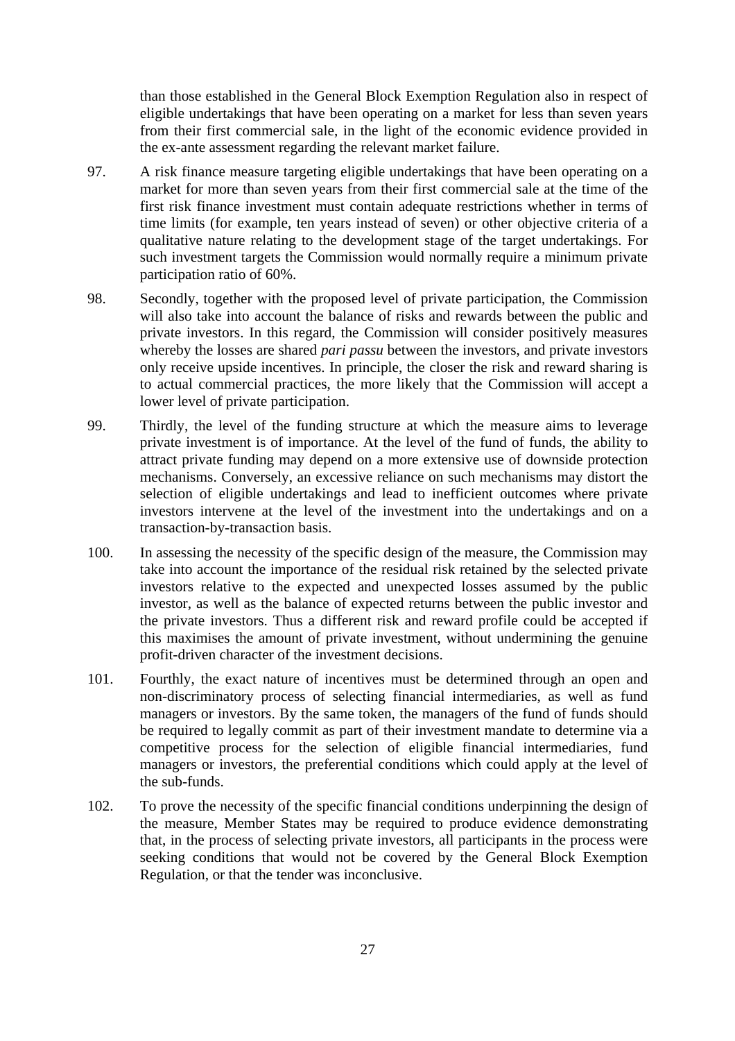than those established in the General Block Exemption Regulation also in respect of eligible undertakings that have been operating on a market for less than seven years from their first commercial sale, in the light of the economic evidence provided in the ex-ante assessment regarding the relevant market failure.

97. A risk finance measure targeting eligible undertakings that have been operating on a market for more than seven years from their first commercial sale at the time of the first risk finance investment must contain adequate restrictions whether in terms of time limits (for example, ten years instead of seven) or other objective criteria of a qualitative nature relating to the development stage of the target undertakings. For such investment targets the Commission would normally require a minimum private participation ratio of 60%.

98. Secondly, together with the proposed level of private participation, the Commission will also take into account the balance of risks and rewards between the public and private investors. In this regard, the Commission will consider positively measures whereby the losses are shared *pari passu* between the investors, and private investors only receive upside incentives. In principle, the closer the risk and reward sharing is to actual commercial practices, the more likely that the Commission will accept a lower level of private participation.

99. Thirdly, the level of the funding structure at which the measure aims to leverage private investment is of importance. At the level of the fund of funds, the ability to attract private funding may depend on a more extensive use of downside protection mechanisms. Conversely, an excessive reliance on such mechanisms may distort the selection of eligible undertakings and lead to inefficient outcomes where private investors intervene at the level of the investment into the undertakings and on a transaction-by-transaction basis.

100. In assessing the necessity of the specific design of the measure, the Commission may take into account the importance of the residual risk retained by the selected private investors relative to the expected and unexpected losses assumed by the public investor, as well as the balance of expected returns between the public investor and the private investors. Thus a different risk and reward profile could be accepted if this maximises the amount of private investment, without undermining the genuine profit-driven character of the investment decisions.

101. Fourthly, the exact nature of incentives must be determined through an open and non-discriminatory process of selecting financial intermediaries, as well as fund managers or investors. By the same token, the managers of the fund of funds should be required to legally commit as part of their investment mandate to determine via a competitive process for the selection of eligible financial intermediaries, fund managers or investors, the preferential conditions which could apply at the level of the sub-funds.

102. To prove the necessity of the specific financial conditions underpinning the design of the measure, Member States may be required to produce evidence demonstrating that, in the process of selecting private investors, all participants in the process were seeking conditions that would not be covered by the General Block Exemption Regulation, or that the tender was inconclusive.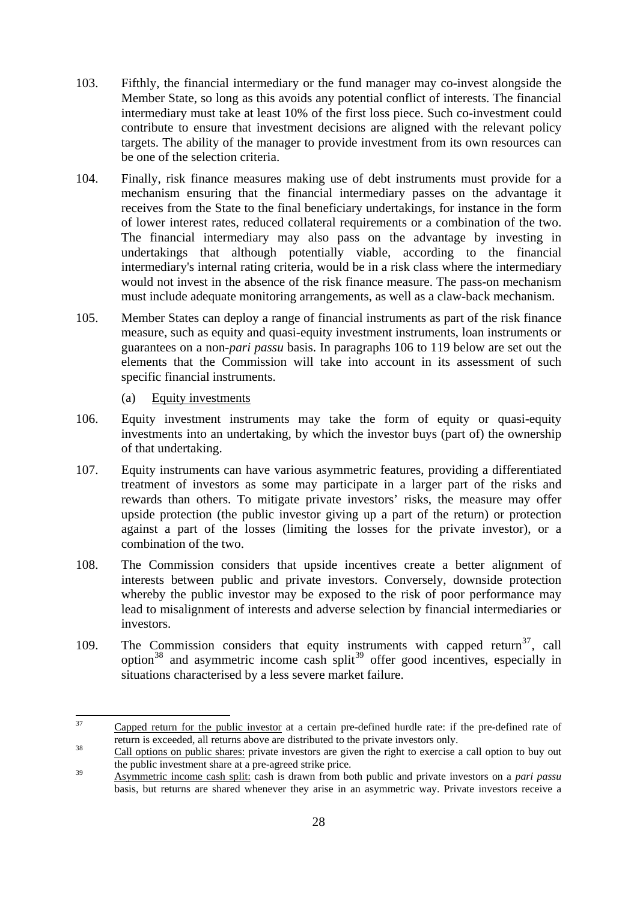103. Fifthly, the financial intermediary or the fund manager may co-invest alongside the Member State, so long as this avoids any potential conflict of interests. The financial intermediary must take at least 10% of the first loss piece. Such co-investment could contribute to ensure that investment decisions are aligned with the relevant policy targets. The ability of the manager to provide investment from its own resources can be one of the selection criteria.

104. Finally, risk finance measures making use of debt instruments must provide for a mechanism ensuring that the financial intermediary passes on the advantage it receives from the State to the final beneficiary undertakings, for instance in the form of lower interest rates, reduced collateral requirements or a combination of the two. The financial intermediary may also pass on the advantage by investing in undertakings that although potentially viable, according to the financial intermediary's internal rating criteria, would be in a risk class where the intermediary would not invest in the absence of the risk finance measure. The pass-on mechanism must include adequate monitoring arrangements, as well as a claw-back mechanism.

105. Member States can deploy a range of financial instruments as part of the risk finance measure, such as equity and quasi-equity investment instruments, loan instruments or guarantees on a non-*pari passu* basis. In paragraphs 106 to 119 below are set out the elements that the Commission will take into account in its assessment of such specific financial instruments.

(a) Equity investments

106. Equity investment instruments may take the form of equity or quasi-equity investments into an undertaking, by which the investor buys (part of) the ownership of that undertaking.

107. Equity instruments can have various asymmetric features, providing a differentiated treatment of investors as some may participate in a larger part of the risks and rewards than others. To mitigate private investors' risks, the measure may offer upside protection (the public investor giving up a part of the return) or protection against a part of the losses (limiting the losses for the private investor), or a combination of the two.

108. The Commission considers that upside incentives create a better alignment of interests between public and private investors. Conversely, downside protection whereby the public investor may be exposed to the risk of poor performance may lead to misalignment of interests and adverse selection by financial intermediaries or investors.

109. The Commission considers that equity instruments with capped return[37], call option[38] and asymmetric income cash split[39] offer good incentives, especially in situations characterised by a less severe market failure.

---

[37] Capped return for the public investor at a certain pre-defined hurdle rate: if the pre-defined rate of return is exceeded, all returns above are distributed to the private investors only.

[38] Call options on public shares: private investors are given the right to exercise a call option to buy out the public investment share at a pre-agreed strike price.

[39] Asymmetric income cash split: cash is drawn from both public and private investors on a *pari passu* basis, but returns are shared whenever they arise in an asymmetric way. Private investors receive a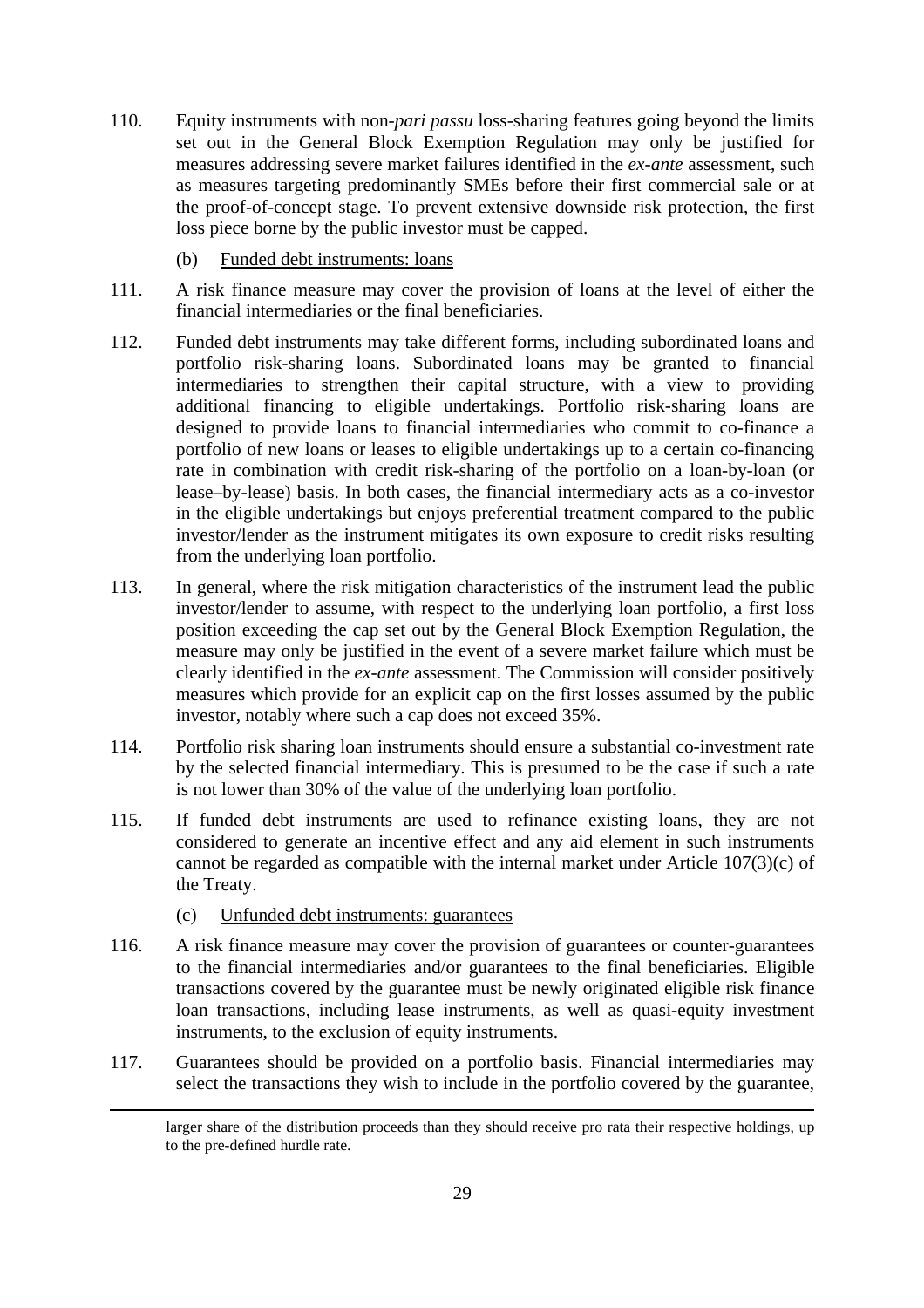110. Equity instruments with non-*pari passu* loss-sharing features going beyond the limits set out in the General Block Exemption Regulation may only be justified for measures addressing severe market failures identified in the *ex-ante* assessment, such as measures targeting predominantly SMEs before their first commercial sale or at the proof-of-concept stage. To prevent extensive downside risk protection, the first loss piece borne by the public investor must be capped.

(b) Funded debt instruments: loans

111. A risk finance measure may cover the provision of loans at the level of either the financial intermediaries or the final beneficiaries.

112. Funded debt instruments may take different forms, including subordinated loans and portfolio risk-sharing loans. Subordinated loans may be granted to financial intermediaries to strengthen their capital structure, with a view to providing additional financing to eligible undertakings. Portfolio risk-sharing loans are designed to provide loans to financial intermediaries who commit to co-finance a portfolio of new loans or leases to eligible undertakings up to a certain co-financing rate in combination with credit risk-sharing of the portfolio on a loan-by-loan (or lease–by-lease) basis. In both cases, the financial intermediary acts as a co-investor in the eligible undertakings but enjoys preferential treatment compared to the public investor/lender as the instrument mitigates its own exposure to credit risks resulting from the underlying loan portfolio.

113. In general, where the risk mitigation characteristics of the instrument lead the public investor/lender to assume, with respect to the underlying loan portfolio, a first loss position exceeding the cap set out by the General Block Exemption Regulation, the measure may only be justified in the event of a severe market failure which must be clearly identified in the *ex-ante* assessment. The Commission will consider positively measures which provide for an explicit cap on the first losses assumed by the public investor, notably where such a cap does not exceed 35%.

114. Portfolio risk sharing loan instruments should ensure a substantial co-investment rate by the selected financial intermediary. This is presumed to be the case if such a rate is not lower than 30% of the value of the underlying loan portfolio.

115. If funded debt instruments are used to refinance existing loans, they are not considered to generate an incentive effect and any aid element in such instruments cannot be regarded as compatible with the internal market under Article 107(3)(c) of the Treaty.

(c) Unfunded debt instruments: guarantees

116. A risk finance measure may cover the provision of guarantees or counter-guarantees to the financial intermediaries and/or guarantees to the final beneficiaries. Eligible transactions covered by the guarantee must be newly originated eligible risk finance loan transactions, including lease instruments, as well as quasi-equity investment instruments, to the exclusion of equity instruments.

117. Guarantees should be provided on a portfolio basis. Financial intermediaries may select the transactions they wish to include in the portfolio covered by the guarantee,

---

larger share of the distribution proceeds than they should receive pro rata their respective holdings, up to the pre-defined hurdle rate.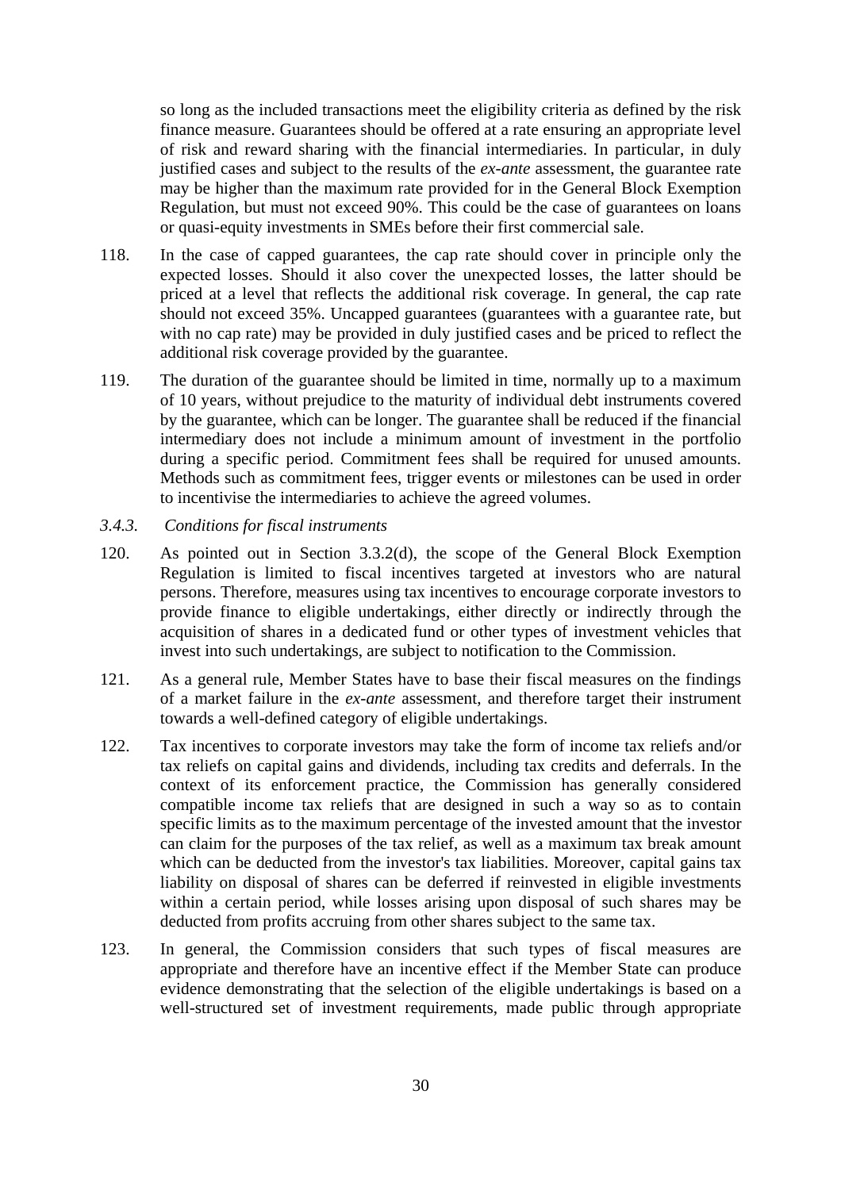so long as the included transactions meet the eligibility criteria as defined by the risk finance measure. Guarantees should be offered at a rate ensuring an appropriate level of risk and reward sharing with the financial intermediaries. In particular, in duly justified cases and subject to the results of the *ex-ante* assessment, the guarantee rate may be higher than the maximum rate provided for in the General Block Exemption Regulation, but must not exceed 90%. This could be the case of guarantees on loans or quasi-equity investments in SMEs before their first commercial sale.

118. In the case of capped guarantees, the cap rate should cover in principle only the expected losses. Should it also cover the unexpected losses, the latter should be priced at a level that reflects the additional risk coverage. In general, the cap rate should not exceed 35%. Uncapped guarantees (guarantees with a guarantee rate, but with no cap rate) may be provided in duly justified cases and be priced to reflect the additional risk coverage provided by the guarantee.

119. The duration of the guarantee should be limited in time, normally up to a maximum of 10 years, without prejudice to the maturity of individual debt instruments covered by the guarantee, which can be longer. The guarantee shall be reduced if the financial intermediary does not include a minimum amount of investment in the portfolio during a specific period. Commitment fees shall be required for unused amounts. Methods such as commitment fees, trigger events or milestones can be used in order to incentivise the intermediaries to achieve the agreed volumes.

*3.4.3. Conditions for fiscal instruments*

120. As pointed out in Section 3.3.2(d), the scope of the General Block Exemption Regulation is limited to fiscal incentives targeted at investors who are natural persons. Therefore, measures using tax incentives to encourage corporate investors to provide finance to eligible undertakings, either directly or indirectly through the acquisition of shares in a dedicated fund or other types of investment vehicles that invest into such undertakings, are subject to notification to the Commission.

121. As a general rule, Member States have to base their fiscal measures on the findings of a market failure in the *ex-ante* assessment, and therefore target their instrument towards a well-defined category of eligible undertakings.

122. Tax incentives to corporate investors may take the form of income tax reliefs and/or tax reliefs on capital gains and dividends, including tax credits and deferrals. In the context of its enforcement practice, the Commission has generally considered compatible income tax reliefs that are designed in such a way so as to contain specific limits as to the maximum percentage of the invested amount that the investor can claim for the purposes of the tax relief, as well as a maximum tax break amount which can be deducted from the investor's tax liabilities. Moreover, capital gains tax liability on disposal of shares can be deferred if reinvested in eligible investments within a certain period, while losses arising upon disposal of such shares may be deducted from profits accruing from other shares subject to the same tax.

123. In general, the Commission considers that such types of fiscal measures are appropriate and therefore have an incentive effect if the Member State can produce evidence demonstrating that the selection of the eligible undertakings is based on a well-structured set of investment requirements, made public through appropriate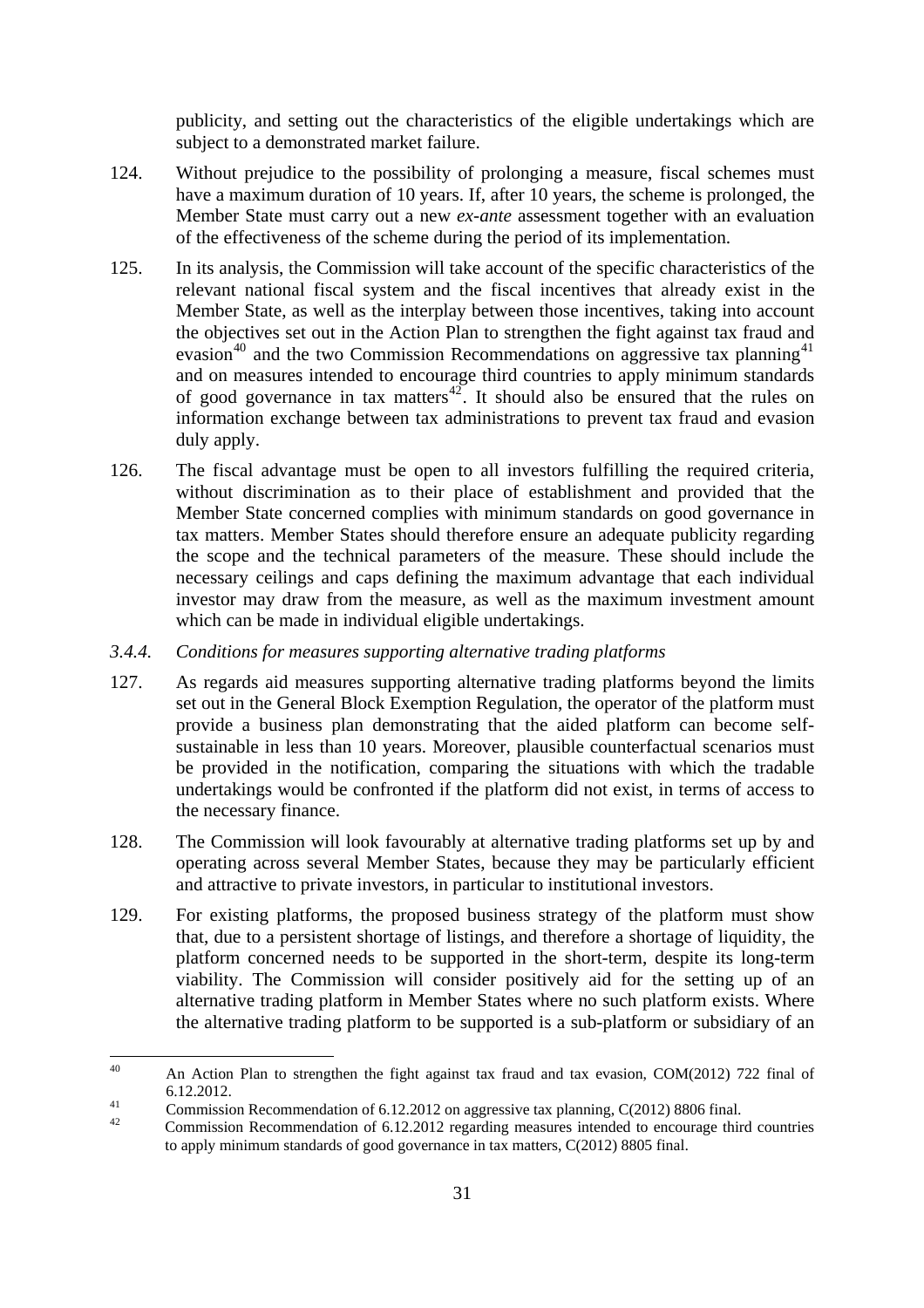publicity, and setting out the characteristics of the eligible undertakings which are subject to a demonstrated market failure.

124. Without prejudice to the possibility of prolonging a measure, fiscal schemes must have a maximum duration of 10 years. If, after 10 years, the scheme is prolonged, the Member State must carry out a new *ex-ante* assessment together with an evaluation of the effectiveness of the scheme during the period of its implementation.

125. In its analysis, the Commission will take account of the specific characteristics of the relevant national fiscal system and the fiscal incentives that already exist in the Member State, as well as the interplay between those incentives, taking into account the objectives set out in the Action Plan to strengthen the fight against tax fraud and evasion[40] and the two Commission Recommendations on aggressive tax planning[41] and on measures intended to encourage third countries to apply minimum standards of good governance in tax matters[42]. It should also be ensured that the rules on information exchange between tax administrations to prevent tax fraud and evasion duly apply.

126. The fiscal advantage must be open to all investors fulfilling the required criteria, without discrimination as to their place of establishment and provided that the Member State concerned complies with minimum standards on good governance in tax matters. Member States should therefore ensure an adequate publicity regarding the scope and the technical parameters of the measure. These should include the necessary ceilings and caps defining the maximum advantage that each individual investor may draw from the measure, as well as the maximum investment amount which can be made in individual eligible undertakings.

### *3.4.4. Conditions for measures supporting alternative trading platforms*

127. As regards aid measures supporting alternative trading platforms beyond the limits set out in the General Block Exemption Regulation, the operator of the platform must provide a business plan demonstrating that the aided platform can become self-sustainable in less than 10 years. Moreover, plausible counterfactual scenarios must be provided in the notification, comparing the situations with which the tradable undertakings would be confronted if the platform did not exist, in terms of access to the necessary finance.

128. The Commission will look favourably at alternative trading platforms set up by and operating across several Member States, because they may be particularly efficient and attractive to private investors, in particular to institutional investors.

129. For existing platforms, the proposed business strategy of the platform must show that, due to a persistent shortage of listings, and therefore a shortage of liquidity, the platform concerned needs to be supported in the short-term, despite its long-term viability. The Commission will consider positively aid for the setting up of an alternative trading platform in Member States where no such platform exists. Where the alternative trading platform to be supported is a sub-platform or subsidiary of an

---

[40] An Action Plan to strengthen the fight against tax fraud and tax evasion, COM(2012) 722 final of 6.12.2012.

[41] Commission Recommendation of 6.12.2012 on aggressive tax planning, C(2012) 8806 final.

[42] Commission Recommendation of 6.12.2012 regarding measures intended to encourage third countries to apply minimum standards of good governance in tax matters, C(2012) 8805 final.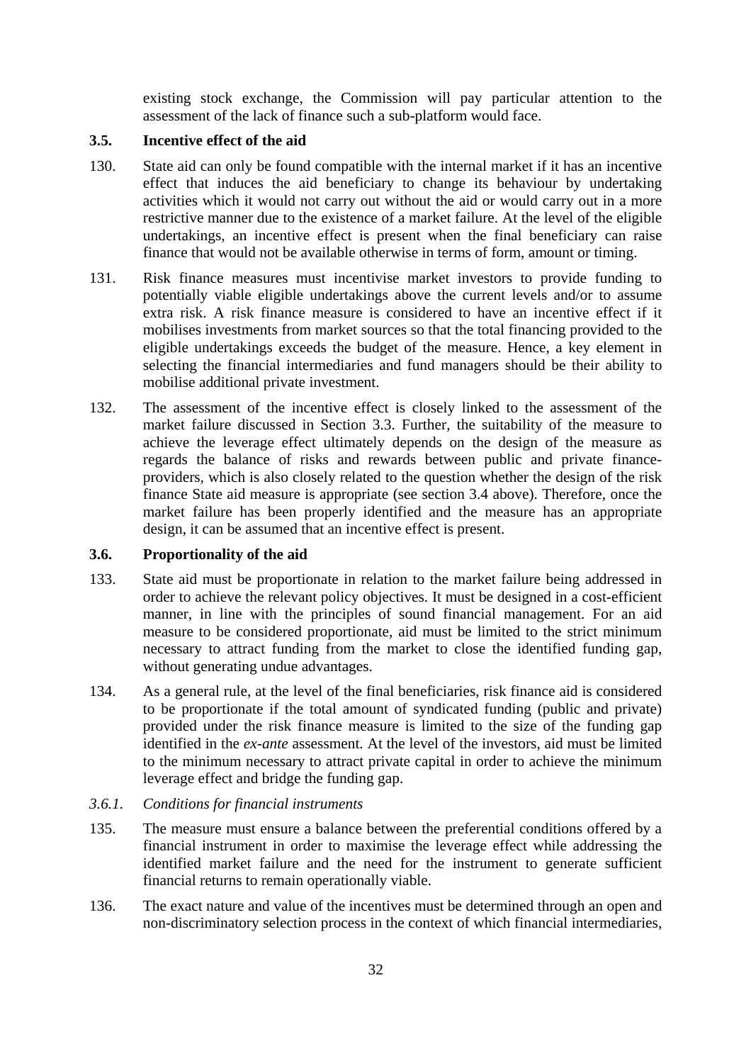existing stock exchange, the Commission will pay particular attention to the assessment of the lack of finance such a sub-platform would face.

### 3.5. Incentive effect of the aid

130. State aid can only be found compatible with the internal market if it has an incentive effect that induces the aid beneficiary to change its behaviour by undertaking activities which it would not carry out without the aid or would carry out in a more restrictive manner due to the existence of a market failure. At the level of the eligible undertakings, an incentive effect is present when the final beneficiary can raise finance that would not be available otherwise in terms of form, amount or timing.

131. Risk finance measures must incentivise market investors to provide funding to potentially viable eligible undertakings above the current levels and/or to assume extra risk. A risk finance measure is considered to have an incentive effect if it mobilises investments from market sources so that the total financing provided to the eligible undertakings exceeds the budget of the measure. Hence, a key element in selecting the financial intermediaries and fund managers should be their ability to mobilise additional private investment.

132. The assessment of the incentive effect is closely linked to the assessment of the market failure discussed in Section 3.3. Further, the suitability of the measure to achieve the leverage effect ultimately depends on the design of the measure as regards the balance of risks and rewards between public and private finance-providers, which is also closely related to the question whether the design of the risk finance State aid measure is appropriate (see section 3.4 above). Therefore, once the market failure has been properly identified and the measure has an appropriate design, it can be assumed that an incentive effect is present.

### 3.6. Proportionality of the aid

133. State aid must be proportionate in relation to the market failure being addressed in order to achieve the relevant policy objectives. It must be designed in a cost-efficient manner, in line with the principles of sound financial management. For an aid measure to be considered proportionate, aid must be limited to the strict minimum necessary to attract funding from the market to close the identified funding gap, without generating undue advantages.

134. As a general rule, at the level of the final beneficiaries, risk finance aid is considered to be proportionate if the total amount of syndicated funding (public and private) provided under the risk finance measure is limited to the size of the funding gap identified in the *ex-ante* assessment. At the level of the investors, aid must be limited to the minimum necessary to attract private capital in order to achieve the minimum leverage effect and bridge the funding gap.

#### *3.6.1. Conditions for financial instruments*

135. The measure must ensure a balance between the preferential conditions offered by a financial instrument in order to maximise the leverage effect while addressing the identified market failure and the need for the instrument to generate sufficient financial returns to remain operationally viable.

136. The exact nature and value of the incentives must be determined through an open and non-discriminatory selection process in the context of which financial intermediaries,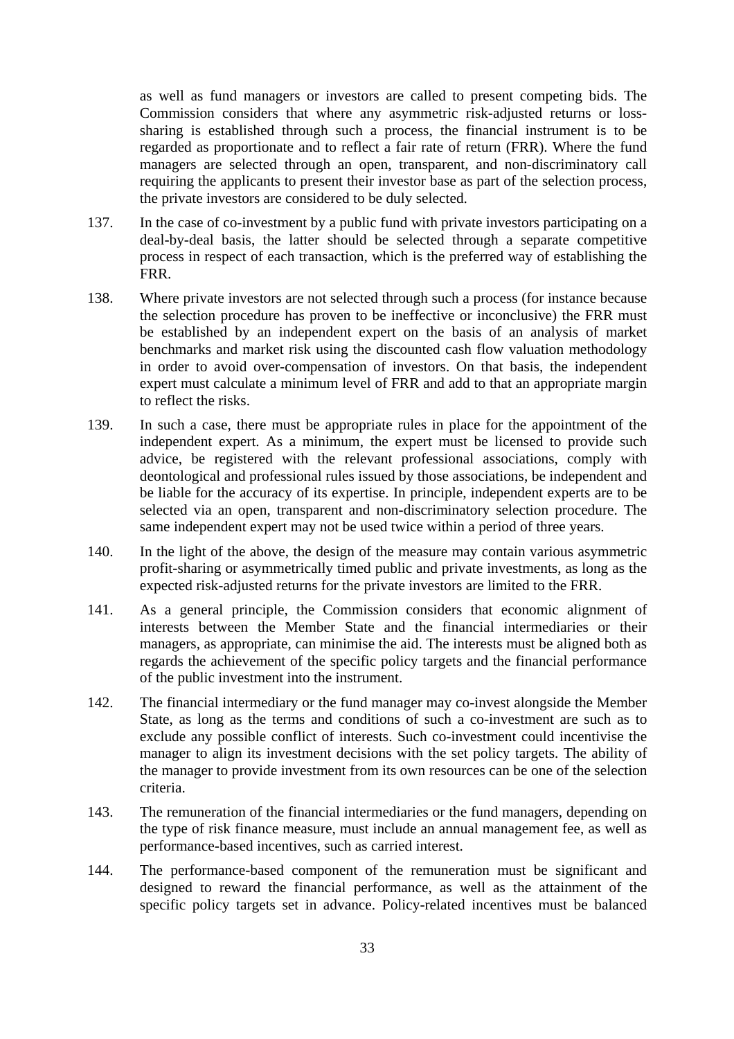as well as fund managers or investors are called to present competing bids. The Commission considers that where any asymmetric risk-adjusted returns or loss-sharing is established through such a process, the financial instrument is to be regarded as proportionate and to reflect a fair rate of return (FRR). Where the fund managers are selected through an open, transparent, and non-discriminatory call requiring the applicants to present their investor base as part of the selection process, the private investors are considered to be duly selected.

137. In the case of co-investment by a public fund with private investors participating on a deal-by-deal basis, the latter should be selected through a separate competitive process in respect of each transaction, which is the preferred way of establishing the FRR.

138. Where private investors are not selected through such a process (for instance because the selection procedure has proven to be ineffective or inconclusive) the FRR must be established by an independent expert on the basis of an analysis of market benchmarks and market risk using the discounted cash flow valuation methodology in order to avoid over-compensation of investors. On that basis, the independent expert must calculate a minimum level of FRR and add to that an appropriate margin to reflect the risks.

139. In such a case, there must be appropriate rules in place for the appointment of the independent expert. As a minimum, the expert must be licensed to provide such advice, be registered with the relevant professional associations, comply with deontological and professional rules issued by those associations, be independent and be liable for the accuracy of its expertise. In principle, independent experts are to be selected via an open, transparent and non-discriminatory selection procedure. The same independent expert may not be used twice within a period of three years.

140. In the light of the above, the design of the measure may contain various asymmetric profit-sharing or asymmetrically timed public and private investments, as long as the expected risk-adjusted returns for the private investors are limited to the FRR.

141. As a general principle, the Commission considers that economic alignment of interests between the Member State and the financial intermediaries or their managers, as appropriate, can minimise the aid. The interests must be aligned both as regards the achievement of the specific policy targets and the financial performance of the public investment into the instrument.

142. The financial intermediary or the fund manager may co-invest alongside the Member State, as long as the terms and conditions of such a co-investment are such as to exclude any possible conflict of interests. Such co-investment could incentivise the manager to align its investment decisions with the set policy targets. The ability of the manager to provide investment from its own resources can be one of the selection criteria.

143. The remuneration of the financial intermediaries or the fund managers, depending on the type of risk finance measure, must include an annual management fee, as well as performance-based incentives, such as carried interest.

144. The performance-based component of the remuneration must be significant and designed to reward the financial performance, as well as the attainment of the specific policy targets set in advance. Policy-related incentives must be balanced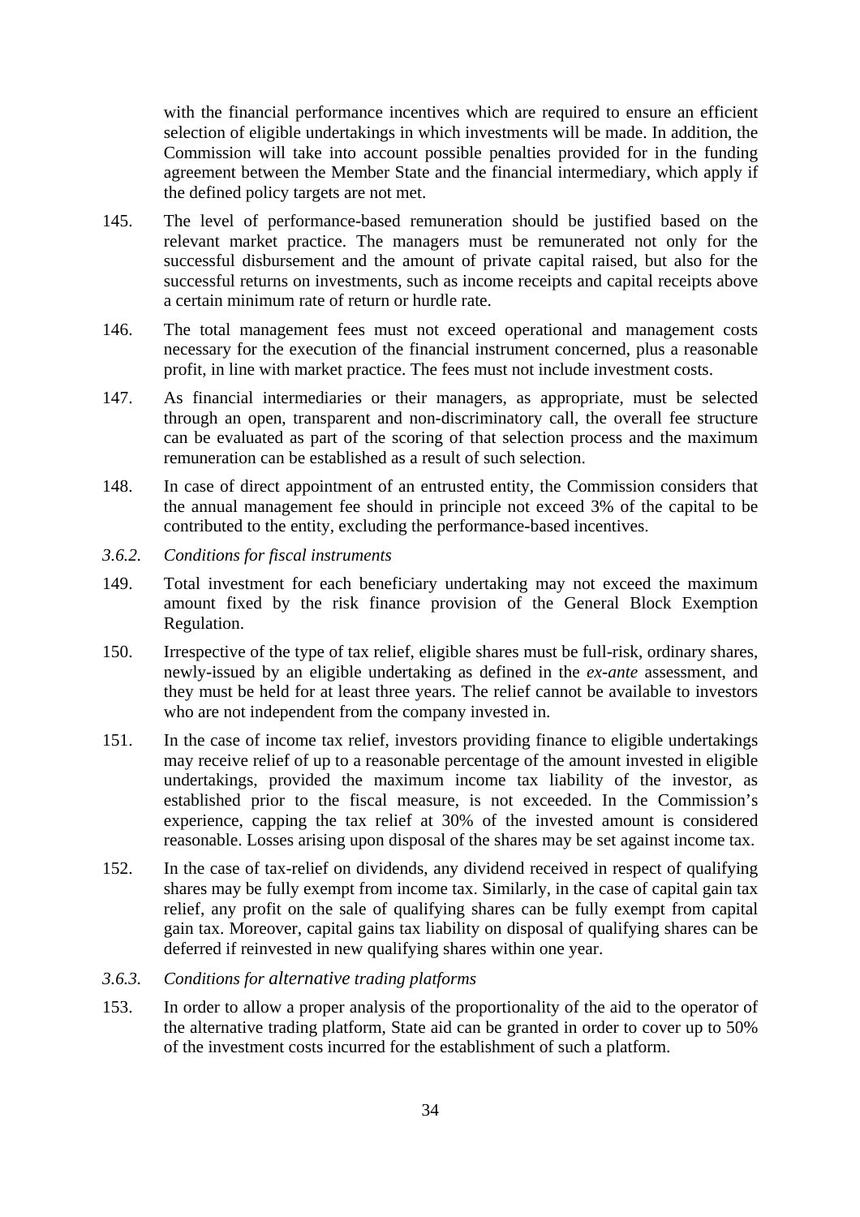with the financial performance incentives which are required to ensure an efficient selection of eligible undertakings in which investments will be made. In addition, the Commission will take into account possible penalties provided for in the funding agreement between the Member State and the financial intermediary, which apply if the defined policy targets are not met.

145. The level of performance-based remuneration should be justified based on the relevant market practice. The managers must be remunerated not only for the successful disbursement and the amount of private capital raised, but also for the successful returns on investments, such as income receipts and capital receipts above a certain minimum rate of return or hurdle rate.

146. The total management fees must not exceed operational and management costs necessary for the execution of the financial instrument concerned, plus a reasonable profit, in line with market practice. The fees must not include investment costs.

147. As financial intermediaries or their managers, as appropriate, must be selected through an open, transparent and non-discriminatory call, the overall fee structure can be evaluated as part of the scoring of that selection process and the maximum remuneration can be established as a result of such selection.

148. In case of direct appointment of an entrusted entity, the Commission considers that the annual management fee should in principle not exceed 3% of the capital to be contributed to the entity, excluding the performance-based incentives.

*3.6.2. Conditions for fiscal instruments*

149. Total investment for each beneficiary undertaking may not exceed the maximum amount fixed by the risk finance provision of the General Block Exemption Regulation.

150. Irrespective of the type of tax relief, eligible shares must be full-risk, ordinary shares, newly-issued by an eligible undertaking as defined in the *ex-ante* assessment, and they must be held for at least three years. The relief cannot be available to investors who are not independent from the company invested in.

151. In the case of income tax relief, investors providing finance to eligible undertakings may receive relief of up to a reasonable percentage of the amount invested in eligible undertakings, provided the maximum income tax liability of the investor, as established prior to the fiscal measure, is not exceeded. In the Commission's experience, capping the tax relief at 30% of the invested amount is considered reasonable. Losses arising upon disposal of the shares may be set against income tax.

152. In the case of tax-relief on dividends, any dividend received in respect of qualifying shares may be fully exempt from income tax. Similarly, in the case of capital gain tax relief, any profit on the sale of qualifying shares can be fully exempt from capital gain tax. Moreover, capital gains tax liability on disposal of qualifying shares can be deferred if reinvested in new qualifying shares within one year.

*3.6.3. Conditions for alternative trading platforms*

153. In order to allow a proper analysis of the proportionality of the aid to the operator of the alternative trading platform, State aid can be granted in order to cover up to 50% of the investment costs incurred for the establishment of such a platform.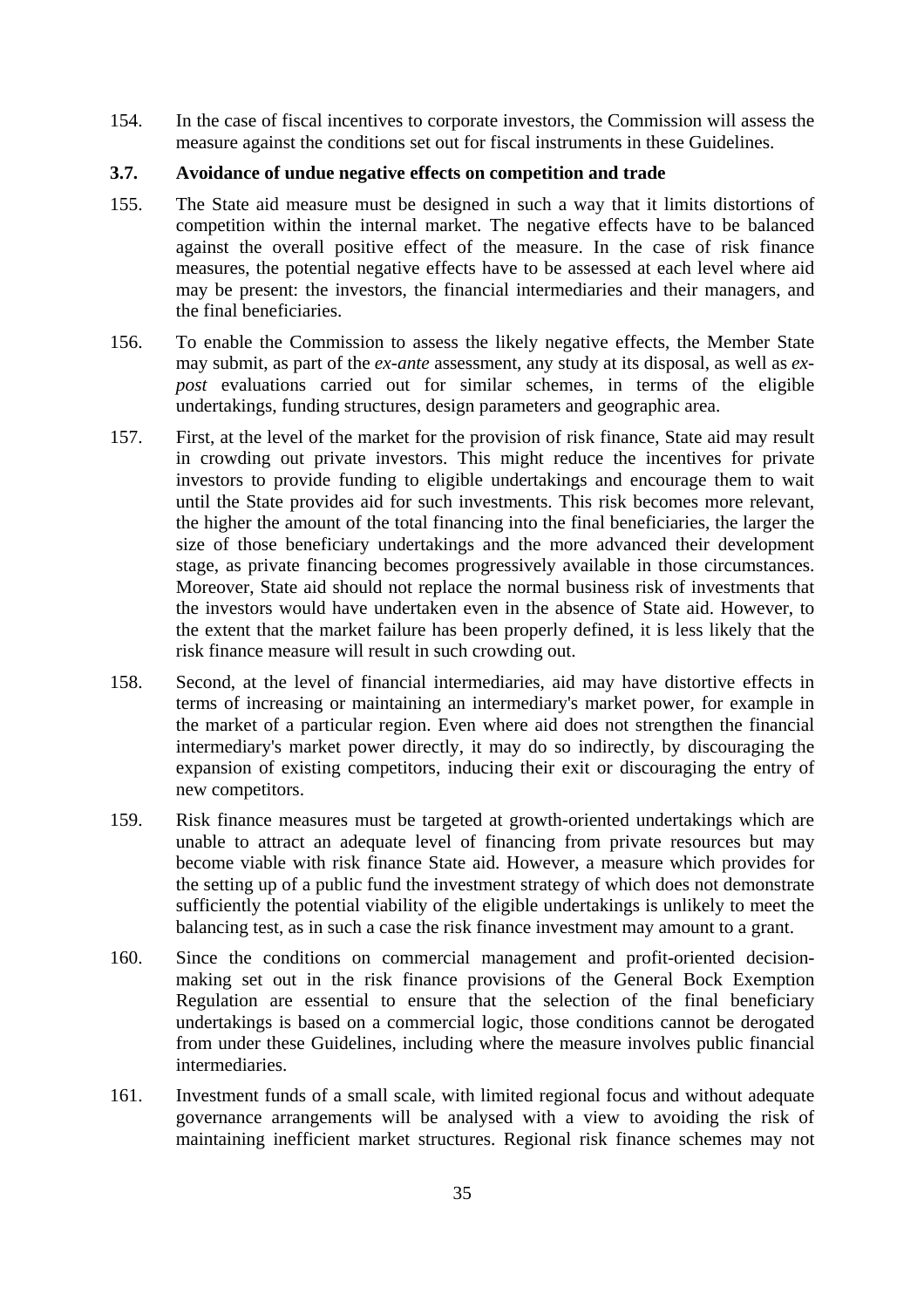154. In the case of fiscal incentives to corporate investors, the Commission will assess the measure against the conditions set out for fiscal instruments in these Guidelines.

### 3.7. Avoidance of undue negative effects on competition and trade

155. The State aid measure must be designed in such a way that it limits distortions of competition within the internal market. The negative effects have to be balanced against the overall positive effect of the measure. In the case of risk finance measures, the potential negative effects have to be assessed at each level where aid may be present: the investors, the financial intermediaries and their managers, and the final beneficiaries.

156. To enable the Commission to assess the likely negative effects, the Member State may submit, as part of the *ex-ante* assessment, any study at its disposal, as well as *ex-post* evaluations carried out for similar schemes, in terms of the eligible undertakings, funding structures, design parameters and geographic area.

157. First, at the level of the market for the provision of risk finance, State aid may result in crowding out private investors. This might reduce the incentives for private investors to provide funding to eligible undertakings and encourage them to wait until the State provides aid for such investments. This risk becomes more relevant, the higher the amount of the total financing into the final beneficiaries, the larger the size of those beneficiary undertakings and the more advanced their development stage, as private financing becomes progressively available in those circumstances. Moreover, State aid should not replace the normal business risk of investments that the investors would have undertaken even in the absence of State aid. However, to the extent that the market failure has been properly defined, it is less likely that the risk finance measure will result in such crowding out.

158. Second, at the level of financial intermediaries, aid may have distortive effects in terms of increasing or maintaining an intermediary's market power, for example in the market of a particular region. Even where aid does not strengthen the financial intermediary's market power directly, it may do so indirectly, by discouraging the expansion of existing competitors, inducing their exit or discouraging the entry of new competitors.

159. Risk finance measures must be targeted at growth-oriented undertakings which are unable to attract an adequate level of financing from private resources but may become viable with risk finance State aid. However, a measure which provides for the setting up of a public fund the investment strategy of which does not demonstrate sufficiently the potential viability of the eligible undertakings is unlikely to meet the balancing test, as in such a case the risk finance investment may amount to a grant.

160. Since the conditions on commercial management and profit-oriented decision-making set out in the risk finance provisions of the General Bock Exemption Regulation are essential to ensure that the selection of the final beneficiary undertakings is based on a commercial logic, those conditions cannot be derogated from under these Guidelines, including where the measure involves public financial intermediaries.

161. Investment funds of a small scale, with limited regional focus and without adequate governance arrangements will be analysed with a view to avoiding the risk of maintaining inefficient market structures. Regional risk finance schemes may not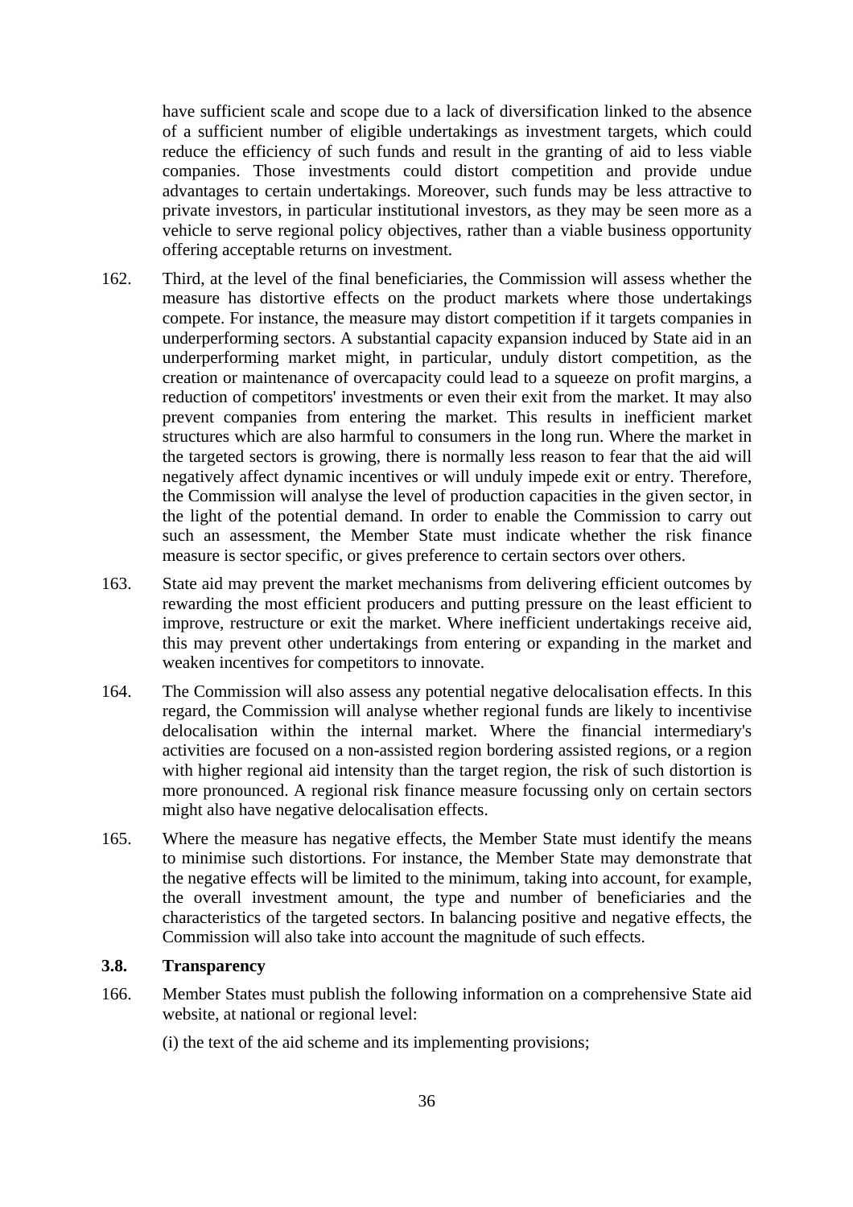have sufficient scale and scope due to a lack of diversification linked to the absence of a sufficient number of eligible undertakings as investment targets, which could reduce the efficiency of such funds and result in the granting of aid to less viable companies. Those investments could distort competition and provide undue advantages to certain undertakings. Moreover, such funds may be less attractive to private investors, in particular institutional investors, as they may be seen more as a vehicle to serve regional policy objectives, rather than a viable business opportunity offering acceptable returns on investment.

162. Third, at the level of the final beneficiaries, the Commission will assess whether the measure has distortive effects on the product markets where those undertakings compete. For instance, the measure may distort competition if it targets companies in underperforming sectors. A substantial capacity expansion induced by State aid in an underperforming market might, in particular, unduly distort competition, as the creation or maintenance of overcapacity could lead to a squeeze on profit margins, a reduction of competitors' investments or even their exit from the market. It may also prevent companies from entering the market. This results in inefficient market structures which are also harmful to consumers in the long run. Where the market in the targeted sectors is growing, there is normally less reason to fear that the aid will negatively affect dynamic incentives or will unduly impede exit or entry. Therefore, the Commission will analyse the level of production capacities in the given sector, in the light of the potential demand. In order to enable the Commission to carry out such an assessment, the Member State must indicate whether the risk finance measure is sector specific, or gives preference to certain sectors over others.

163. State aid may prevent the market mechanisms from delivering efficient outcomes by rewarding the most efficient producers and putting pressure on the least efficient to improve, restructure or exit the market. Where inefficient undertakings receive aid, this may prevent other undertakings from entering or expanding in the market and weaken incentives for competitors to innovate.

164. The Commission will also assess any potential negative delocalisation effects. In this regard, the Commission will analyse whether regional funds are likely to incentivise delocalisation within the internal market. Where the financial intermediary's activities are focused on a non-assisted region bordering assisted regions, or a region with higher regional aid intensity than the target region, the risk of such distortion is more pronounced. A regional risk finance measure focussing only on certain sectors might also have negative delocalisation effects.

165. Where the measure has negative effects, the Member State must identify the means to minimise such distortions. For instance, the Member State may demonstrate that the negative effects will be limited to the minimum, taking into account, for example, the overall investment amount, the type and number of beneficiaries and the characteristics of the targeted sectors. In balancing positive and negative effects, the Commission will also take into account the magnitude of such effects.

### 3.8. Transparency

166. Member States must publish the following information on a comprehensive State aid website, at national or regional level:

(i) the text of the aid scheme and its implementing provisions;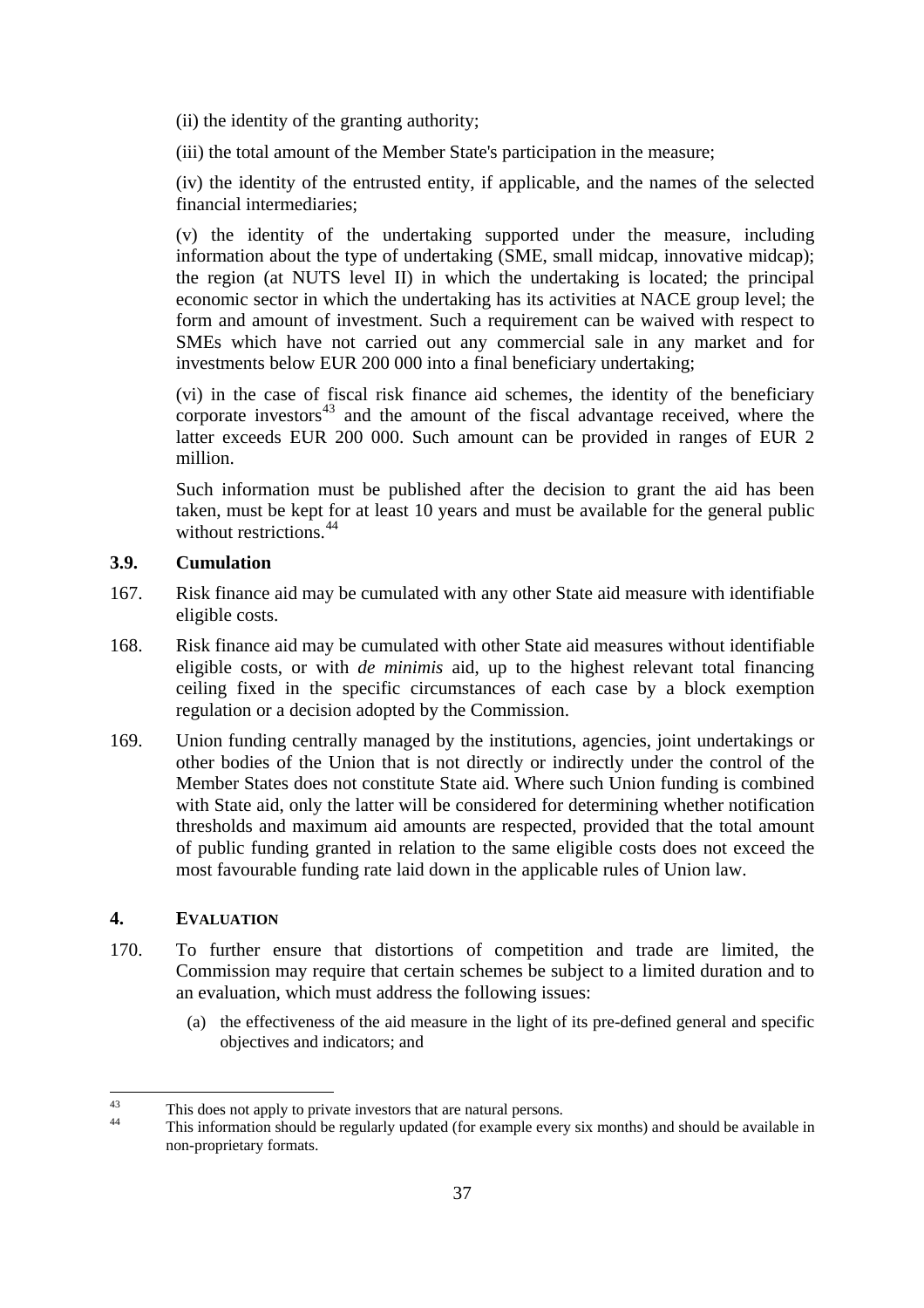(ii) the identity of the granting authority;

(iii) the total amount of the Member State's participation in the measure;

(iv) the identity of the entrusted entity, if applicable, and the names of the selected financial intermediaries;

(v) the identity of the undertaking supported under the measure, including information about the type of undertaking (SME, small midcap, innovative midcap); the region (at NUTS level II) in which the undertaking is located; the principal economic sector in which the undertaking has its activities at NACE group level; the form and amount of investment. Such a requirement can be waived with respect to SMEs which have not carried out any commercial sale in any market and for investments below EUR 200 000 into a final beneficiary undertaking;

(vi) in the case of fiscal risk finance aid schemes, the identity of the beneficiary corporate investors[43] and the amount of the fiscal advantage received, where the latter exceeds EUR 200 000. Such amount can be provided in ranges of EUR 2 million.

Such information must be published after the decision to grant the aid has been taken, must be kept for at least 10 years and must be available for the general public without restrictions.[44]

### 3.9. Cumulation

167. Risk finance aid may be cumulated with any other State aid measure with identifiable eligible costs.

168. Risk finance aid may be cumulated with other State aid measures without identifiable eligible costs, or with *de minimis* aid, up to the highest relevant total financing ceiling fixed in the specific circumstances of each case by a block exemption regulation or a decision adopted by the Commission.

169. Union funding centrally managed by the institutions, agencies, joint undertakings or other bodies of the Union that is not directly or indirectly under the control of the Member States does not constitute State aid. Where such Union funding is combined with State aid, only the latter will be considered for determining whether notification thresholds and maximum aid amounts are respected, provided that the total amount of public funding granted in relation to the same eligible costs does not exceed the most favourable funding rate laid down in the applicable rules of Union law.

## 4. EVALUATION

170. To further ensure that distortions of competition and trade are limited, the Commission may require that certain schemes be subject to a limited duration and to an evaluation, which must address the following issues:

(a) the effectiveness of the aid measure in the light of its pre-defined general and specific objectives and indicators; and

---

[43] This does not apply to private investors that are natural persons.

[44] This information should be regularly updated (for example every six months) and should be available in non-proprietary formats.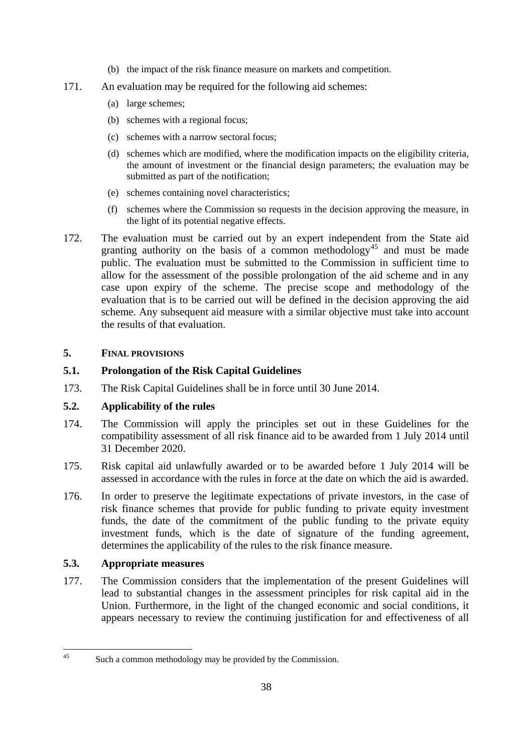(b) the impact of the risk finance measure on markets and competition.

171. An evaluation may be required for the following aid schemes:

(a) large schemes;

(b) schemes with a regional focus;

(c) schemes with a narrow sectoral focus;

(d) schemes which are modified, where the modification impacts on the eligibility criteria, the amount of investment or the financial design parameters; the evaluation may be submitted as part of the notification;

(e) schemes containing novel characteristics;

(f) schemes where the Commission so requests in the decision approving the measure, in the light of its potential negative effects.

172. The evaluation must be carried out by an expert independent from the State aid granting authority on the basis of a common methodology[45] and must be made public. The evaluation must be submitted to the Commission in sufficient time to allow for the assessment of the possible prolongation of the aid scheme and in any case upon expiry of the scheme. The precise scope and methodology of the evaluation that is to be carried out will be defined in the decision approving the aid scheme. Any subsequent aid measure with a similar objective must take into account the results of that evaluation.

## 5. FINAL PROVISIONS

### 5.1. Prolongation of the Risk Capital Guidelines

173. The Risk Capital Guidelines shall be in force until 30 June 2014.

### 5.2. Applicability of the rules

174. The Commission will apply the principles set out in these Guidelines for the compatibility assessment of all risk finance aid to be awarded from 1 July 2014 until 31 December 2020.

175. Risk capital aid unlawfully awarded or to be awarded before 1 July 2014 will be assessed in accordance with the rules in force at the date on which the aid is awarded.

176. In order to preserve the legitimate expectations of private investors, in the case of risk finance schemes that provide for public funding to private equity investment funds, the date of the commitment of the public funding to the private equity investment funds, which is the date of signature of the funding agreement, determines the applicability of the rules to the risk finance measure.

### 5.3. Appropriate measures

177. The Commission considers that the implementation of the present Guidelines will lead to substantial changes in the assessment principles for risk capital aid in the Union. Furthermore, in the light of the changed economic and social conditions, it appears necessary to review the continuing justification for and effectiveness of all

[45] Such a common methodology may be provided by the Commission.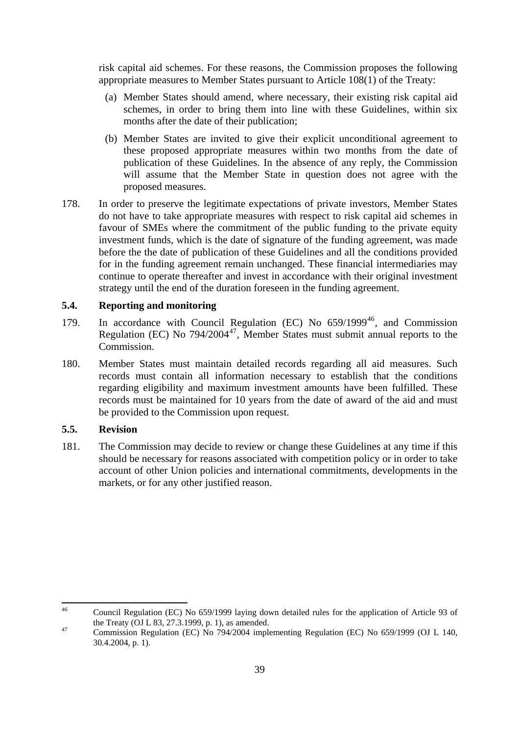risk capital aid schemes. For these reasons, the Commission proposes the following appropriate measures to Member States pursuant to Article 108(1) of the Treaty:

(a) Member States should amend, where necessary, their existing risk capital aid schemes, in order to bring them into line with these Guidelines, within six months after the date of their publication;

(b) Member States are invited to give their explicit unconditional agreement to these proposed appropriate measures within two months from the date of publication of these Guidelines. In the absence of any reply, the Commission will assume that the Member State in question does not agree with the proposed measures.

178. In order to preserve the legitimate expectations of private investors, Member States do not have to take appropriate measures with respect to risk capital aid schemes in favour of SMEs where the commitment of the public funding to the private equity investment funds, which is the date of signature of the funding agreement, was made before the the date of publication of these Guidelines and all the conditions provided for in the funding agreement remain unchanged. These financial intermediaries may continue to operate thereafter and invest in accordance with their original investment strategy until the end of the duration foreseen in the funding agreement.

### 5.4. Reporting and monitoring

179. In accordance with Council Regulation (EC) No 659/1999[46], and Commission Regulation (EC) No 794/2004[47], Member States must submit annual reports to the Commission.

180. Member States must maintain detailed records regarding all aid measures. Such records must contain all information necessary to establish that the conditions regarding eligibility and maximum investment amounts have been fulfilled. These records must be maintained for 10 years from the date of award of the aid and must be provided to the Commission upon request.

### 5.5. Revision

181. The Commission may decide to review or change these Guidelines at any time if this should be necessary for reasons associated with competition policy or in order to take account of other Union policies and international commitments, developments in the markets, or for any other justified reason.

---

[46] Council Regulation (EC) No 659/1999 laying down detailed rules for the application of Article 93 of the Treaty (OJ L 83, 27.3.1999, p. 1), as amended.

[47] Commission Regulation (EC) No 794/2004 implementing Regulation (EC) No 659/1999 (OJ L 140, 30.4.2004, p. 1).